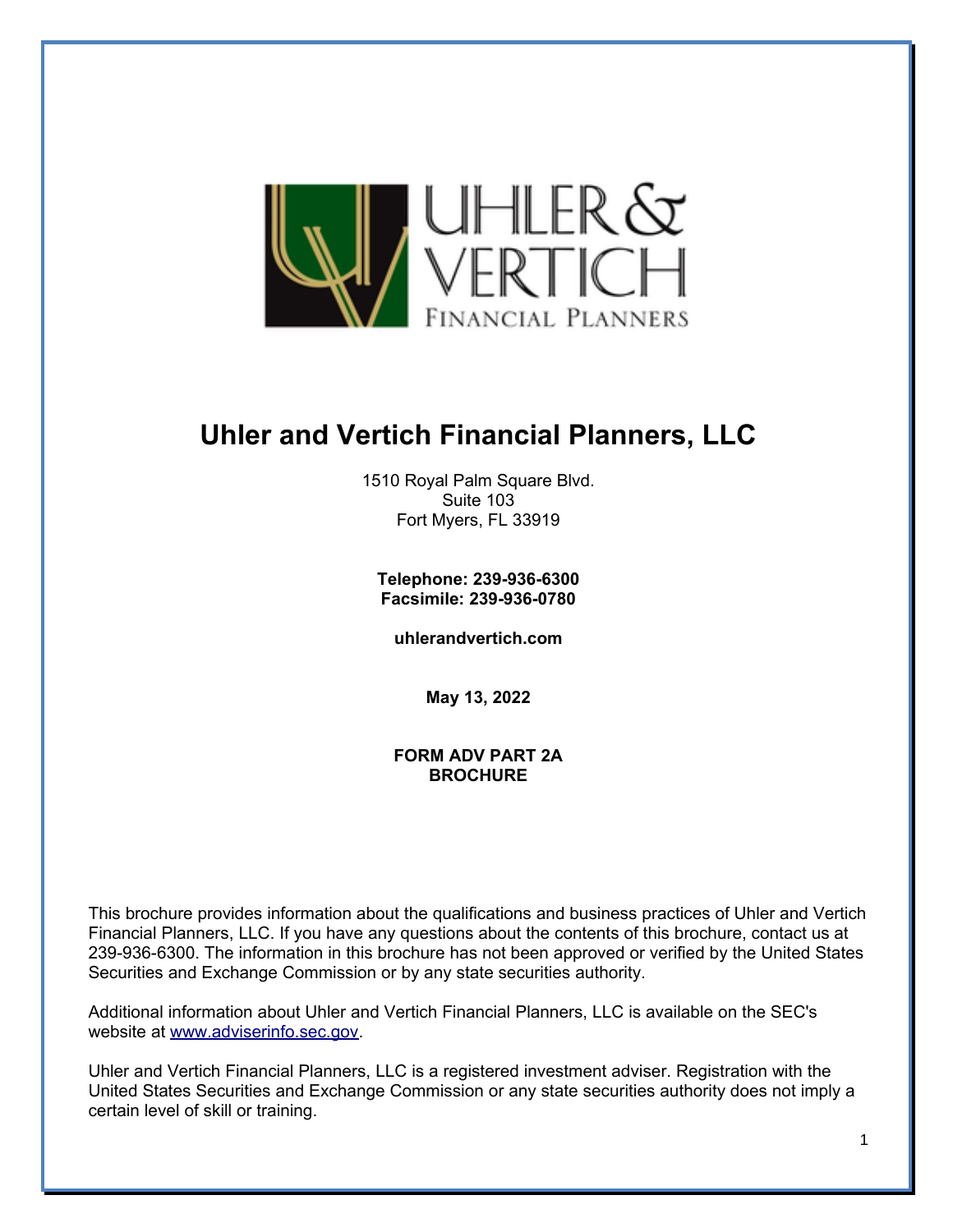# Uhler and Vertich Financial Planners, LLC

1510 Royal Palm Square Blvd.
Suite 103
Fort Myers, FL 33919

**Telephone: 239-936-6300**
**Facsimile: 239-936-0780**

**uhlerandvertich.com**

**May 13, 2022**

**FORM ADV PART 2A**
**BROCHURE**

This brochure provides information about the qualifications and business practices of Uhler and Vertich Financial Planners, LLC. If you have any questions about the contents of this brochure, contact us at 239-936-6300. The information in this brochure has not been approved or verified by the United States Securities and Exchange Commission or by any state securities authority.

Additional information about Uhler and Vertich Financial Planners, LLC is available on the SEC's website at www.adviserinfo.sec.gov.

Uhler and Vertich Financial Planners, LLC is a registered investment adviser. Registration with the United States Securities and Exchange Commission or any state securities authority does not imply a certain level of skill or training.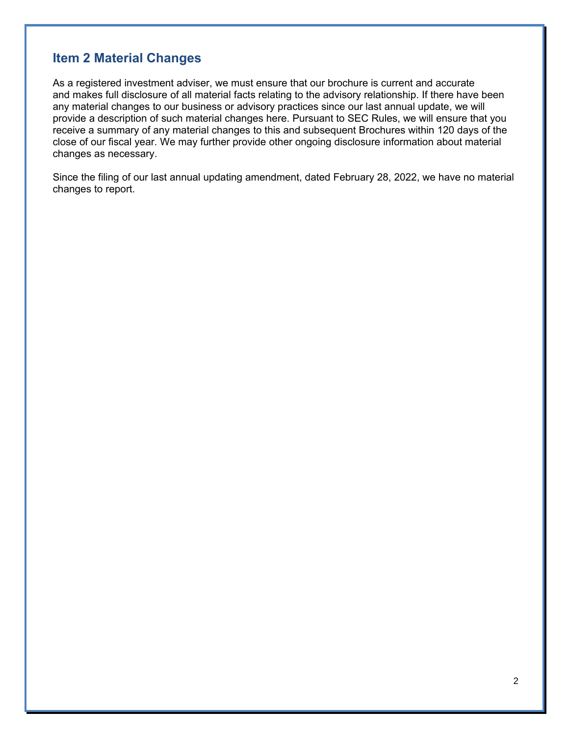## Item 2 Material Changes

As a registered investment adviser, we must ensure that our brochure is current and accurate and makes full disclosure of all material facts relating to the advisory relationship. If there have been any material changes to our business or advisory practices since our last annual update, we will provide a description of such material changes here. Pursuant to SEC Rules, we will ensure that you receive a summary of any material changes to this and subsequent Brochures within 120 days of the close of our fiscal year. We may further provide other ongoing disclosure information about material changes as necessary.

Since the filing of our last annual updating amendment, dated February 28, 2022, we have no material changes to report.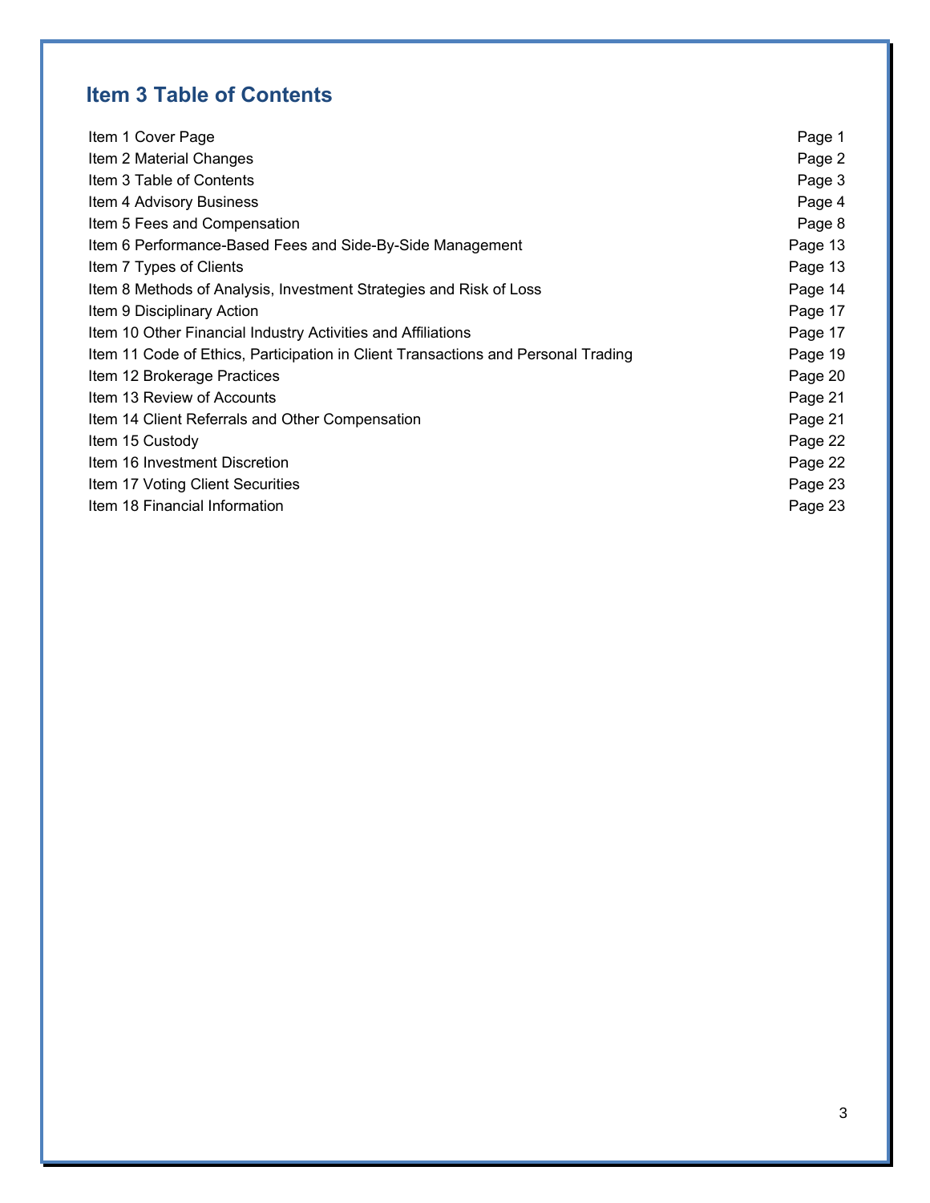## Item 3 Table of Contents

| | |
|---|---|
| Item 1 Cover Page | Page 1 |
| Item 2 Material Changes | Page 2 |
| Item 3 Table of Contents | Page 3 |
| Item 4 Advisory Business | Page 4 |
| Item 5 Fees and Compensation | Page 8 |
| Item 6 Performance-Based Fees and Side-By-Side Management | Page 13 |
| Item 7 Types of Clients | Page 13 |
| Item 8 Methods of Analysis, Investment Strategies and Risk of Loss | Page 14 |
| Item 9 Disciplinary Action | Page 17 |
| Item 10 Other Financial Industry Activities and Affiliations | Page 17 |
| Item 11 Code of Ethics, Participation in Client Transactions and Personal Trading | Page 19 |
| Item 12 Brokerage Practices | Page 20 |
| Item 13 Review of Accounts | Page 21 |
| Item 14 Client Referrals and Other Compensation | Page 21 |
| Item 15 Custody | Page 22 |
| Item 16 Investment Discretion | Page 22 |
| Item 17 Voting Client Securities | Page 23 |
| Item 18 Financial Information | Page 23 |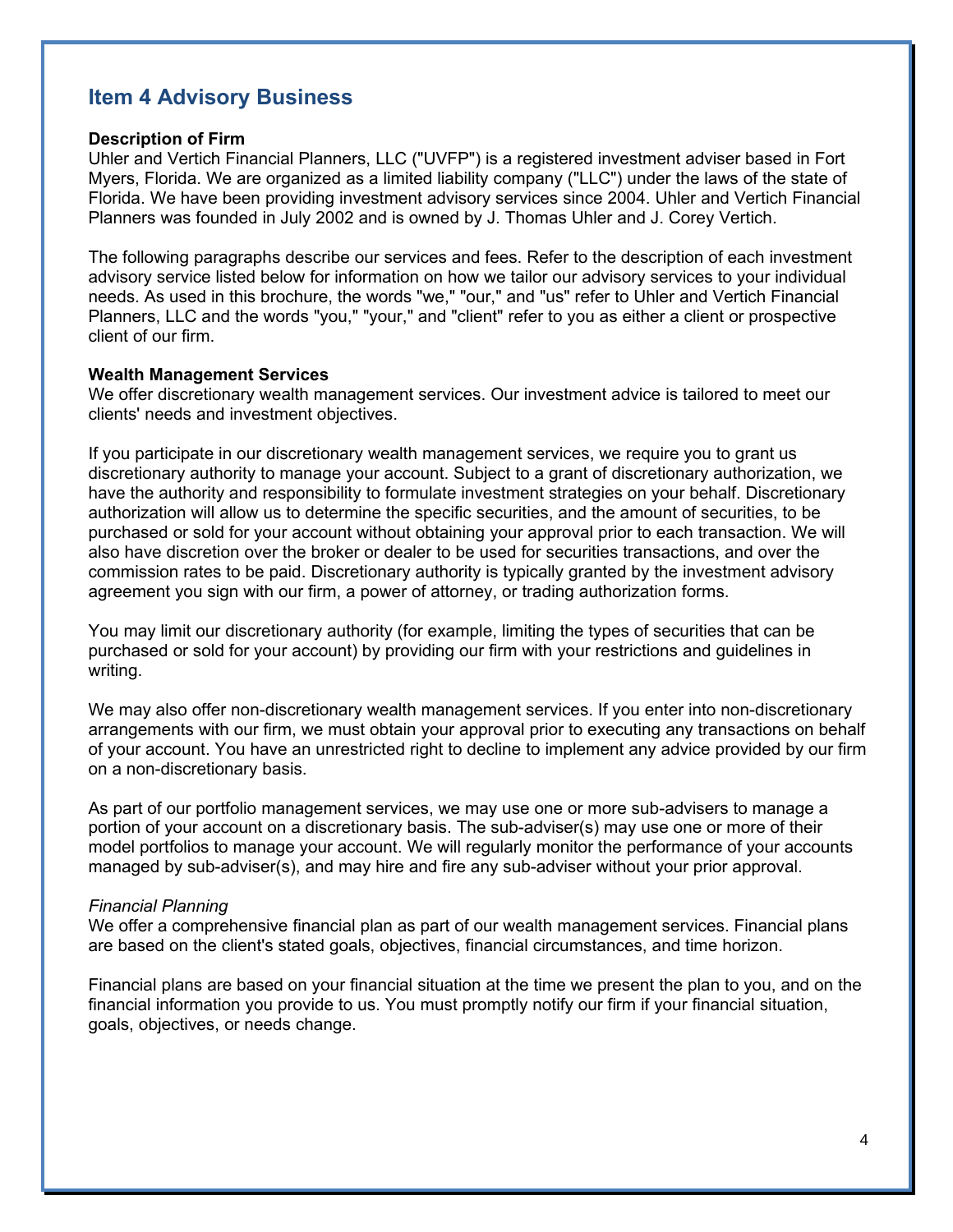## Item 4 Advisory Business

**Description of Firm**
Uhler and Vertich Financial Planners, LLC ("UVFP") is a registered investment adviser based in Fort Myers, Florida. We are organized as a limited liability company ("LLC") under the laws of the state of Florida. We have been providing investment advisory services since 2004. Uhler and Vertich Financial Planners was founded in July 2002 and is owned by J. Thomas Uhler and J. Corey Vertich.

The following paragraphs describe our services and fees. Refer to the description of each investment advisory service listed below for information on how we tailor our advisory services to your individual needs. As used in this brochure, the words "we," "our," and "us" refer to Uhler and Vertich Financial Planners, LLC and the words "you," "your," and "client" refer to you as either a client or prospective client of our firm.

**Wealth Management Services**
We offer discretionary wealth management services. Our investment advice is tailored to meet our clients' needs and investment objectives.

If you participate in our discretionary wealth management services, we require you to grant us discretionary authority to manage your account. Subject to a grant of discretionary authorization, we have the authority and responsibility to formulate investment strategies on your behalf. Discretionary authorization will allow us to determine the specific securities, and the amount of securities, to be purchased or sold for your account without obtaining your approval prior to each transaction. We will also have discretion over the broker or dealer to be used for securities transactions, and over the commission rates to be paid. Discretionary authority is typically granted by the investment advisory agreement you sign with our firm, a power of attorney, or trading authorization forms.

You may limit our discretionary authority (for example, limiting the types of securities that can be purchased or sold for your account) by providing our firm with your restrictions and guidelines in writing.

We may also offer non-discretionary wealth management services. If you enter into non-discretionary arrangements with our firm, we must obtain your approval prior to executing any transactions on behalf of your account. You have an unrestricted right to decline to implement any advice provided by our firm on a non-discretionary basis.

As part of our portfolio management services, we may use one or more sub-advisers to manage a portion of your account on a discretionary basis. The sub-adviser(s) may use one or more of their model portfolios to manage your account. We will regularly monitor the performance of your accounts managed by sub-adviser(s), and may hire and fire any sub-adviser without your prior approval.

*Financial Planning*
We offer a comprehensive financial plan as part of our wealth management services. Financial plans are based on the client's stated goals, objectives, financial circumstances, and time horizon.

Financial plans are based on your financial situation at the time we present the plan to you, and on the financial information you provide to us. You must promptly notify our firm if your financial situation, goals, objectives, or needs change.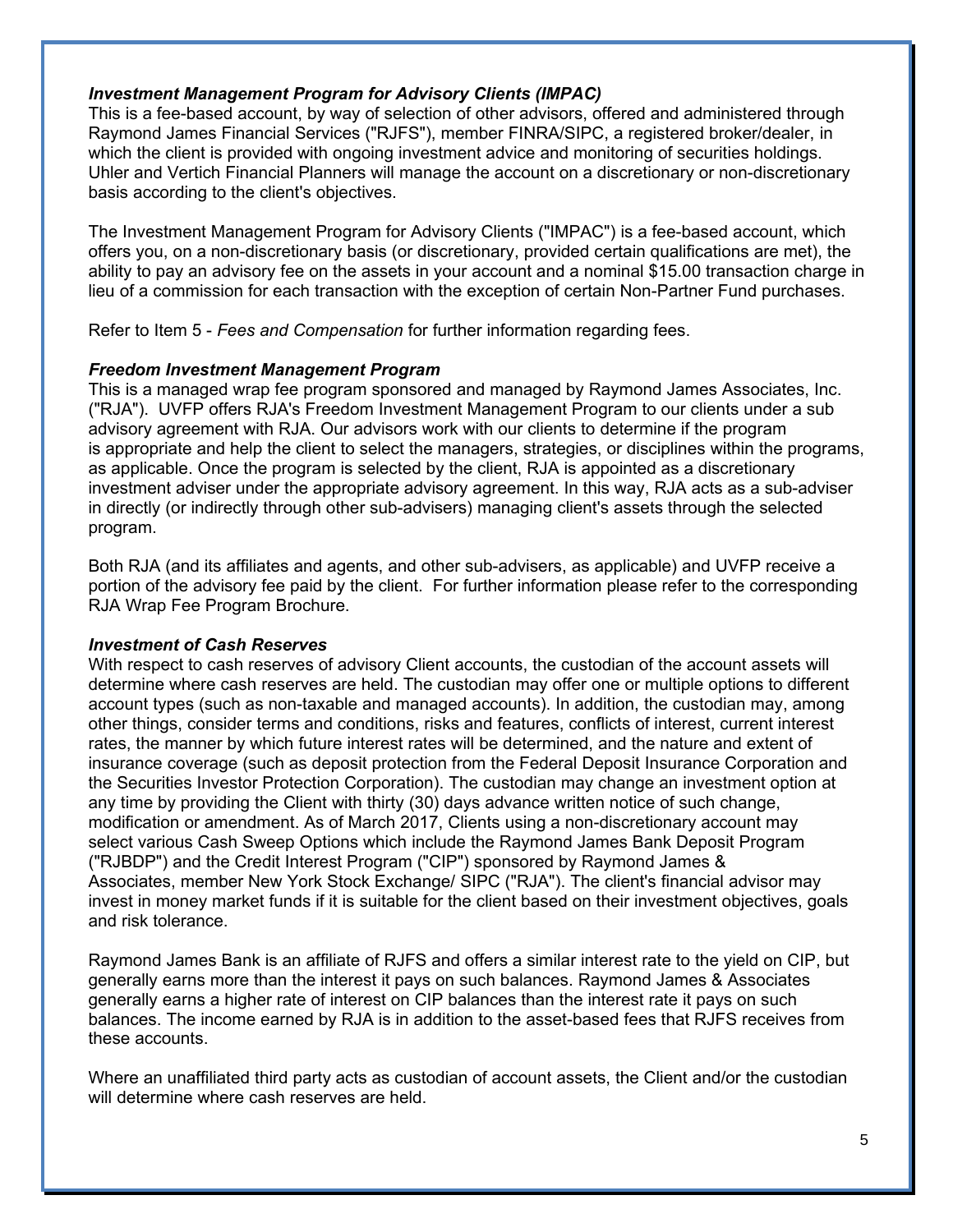***Investment Management Program for Advisory Clients (IMPAC)***

This is a fee-based account, by way of selection of other advisors, offered and administered through Raymond James Financial Services ("RJFS"), member FINRA/SIPC, a registered broker/dealer, in which the client is provided with ongoing investment advice and monitoring of securities holdings. Uhler and Vertich Financial Planners will manage the account on a discretionary or non-discretionary basis according to the client's objectives.

The Investment Management Program for Advisory Clients ("IMPAC") is a fee-based account, which offers you, on a non-discretionary basis (or discretionary, provided certain qualifications are met), the ability to pay an advisory fee on the assets in your account and a nominal $15.00 transaction charge in lieu of a commission for each transaction with the exception of certain Non-Partner Fund purchases.

Refer to Item 5 - *Fees and Compensation* for further information regarding fees.

***Freedom Investment Management Program***

This is a managed wrap fee program sponsored and managed by Raymond James Associates, Inc. ("RJA"). UVFP offers RJA's Freedom Investment Management Program to our clients under a sub advisory agreement with RJA. Our advisors work with our clients to determine if the program is appropriate and help the client to select the managers, strategies, or disciplines within the programs, as applicable. Once the program is selected by the client, RJA is appointed as a discretionary investment adviser under the appropriate advisory agreement. In this way, RJA acts as a sub-adviser in directly (or indirectly through other sub-advisers) managing client's assets through the selected program.

Both RJA (and its affiliates and agents, and other sub-advisers, as applicable) and UVFP receive a portion of the advisory fee paid by the client. For further information please refer to the corresponding RJA Wrap Fee Program Brochure.

***Investment of Cash Reserves***

With respect to cash reserves of advisory Client accounts, the custodian of the account assets will determine where cash reserves are held. The custodian may offer one or multiple options to different account types (such as non-taxable and managed accounts). In addition, the custodian may, among other things, consider terms and conditions, risks and features, conflicts of interest, current interest rates, the manner by which future interest rates will be determined, and the nature and extent of insurance coverage (such as deposit protection from the Federal Deposit Insurance Corporation and the Securities Investor Protection Corporation). The custodian may change an investment option at any time by providing the Client with thirty (30) days advance written notice of such change, modification or amendment. As of March 2017, Clients using a non-discretionary account may select various Cash Sweep Options which include the Raymond James Bank Deposit Program ("RJBDP") and the Credit Interest Program ("CIP") sponsored by Raymond James & Associates, member New York Stock Exchange/ SIPC ("RJA"). The client's financial advisor may invest in money market funds if it is suitable for the client based on their investment objectives, goals and risk tolerance.

Raymond James Bank is an affiliate of RJFS and offers a similar interest rate to the yield on CIP, but generally earns more than the interest it pays on such balances. Raymond James & Associates generally earns a higher rate of interest on CIP balances than the interest rate it pays on such balances. The income earned by RJA is in addition to the asset-based fees that RJFS receives from these accounts.

Where an unaffiliated third party acts as custodian of account assets, the Client and/or the custodian will determine where cash reserves are held.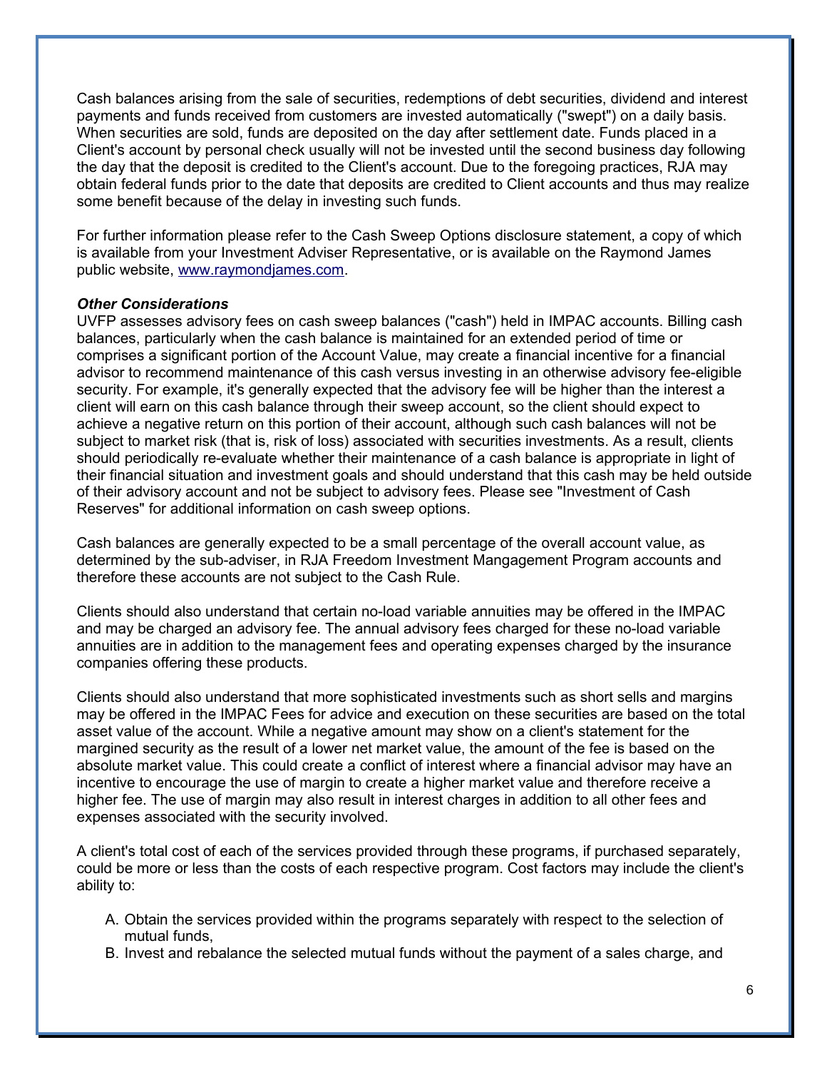Cash balances arising from the sale of securities, redemptions of debt securities, dividend and interest payments and funds received from customers are invested automatically ("swept") on a daily basis. When securities are sold, funds are deposited on the day after settlement date. Funds placed in a Client's account by personal check usually will not be invested until the second business day following the day that the deposit is credited to the Client's account. Due to the foregoing practices, RJA may obtain federal funds prior to the date that deposits are credited to Client accounts and thus may realize some benefit because of the delay in investing such funds.

For further information please refer to the Cash Sweep Options disclosure statement, a copy of which is available from your Investment Adviser Representative, or is available on the Raymond James public website, [www.raymondjames.com](www.raymondjames.com).

***Other Considerations***

UVFP assesses advisory fees on cash sweep balances ("cash") held in IMPAC accounts. Billing cash balances, particularly when the cash balance is maintained for an extended period of time or comprises a significant portion of the Account Value, may create a financial incentive for a financial advisor to recommend maintenance of this cash versus investing in an otherwise advisory fee-eligible security. For example, it's generally expected that the advisory fee will be higher than the interest a client will earn on this cash balance through their sweep account, so the client should expect to achieve a negative return on this portion of their account, although such cash balances will not be subject to market risk (that is, risk of loss) associated with securities investments. As a result, clients should periodically re-evaluate whether their maintenance of a cash balance is appropriate in light of their financial situation and investment goals and should understand that this cash may be held outside of their advisory account and not be subject to advisory fees. Please see "Investment of Cash Reserves" for additional information on cash sweep options.

Cash balances are generally expected to be a small percentage of the overall account value, as determined by the sub-adviser, in RJA Freedom Investment Mangagement Program accounts and therefore these accounts are not subject to the Cash Rule.

Clients should also understand that certain no-load variable annuities may be offered in the IMPAC and may be charged an advisory fee. The annual advisory fees charged for these no-load variable annuities are in addition to the management fees and operating expenses charged by the insurance companies offering these products.

Clients should also understand that more sophisticated investments such as short sells and margins may be offered in the IMPAC Fees for advice and execution on these securities are based on the total asset value of the account. While a negative amount may show on a client's statement for the margined security as the result of a lower net market value, the amount of the fee is based on the absolute market value. This could create a conflict of interest where a financial advisor may have an incentive to encourage the use of margin to create a higher market value and therefore receive a higher fee. The use of margin may also result in interest charges in addition to all other fees and expenses associated with the security involved.

A client's total cost of each of the services provided through these programs, if purchased separately, could be more or less than the costs of each respective program. Cost factors may include the client's ability to:

A. Obtain the services provided within the programs separately with respect to the selection of mutual funds,
B. Invest and rebalance the selected mutual funds without the payment of a sales charge, and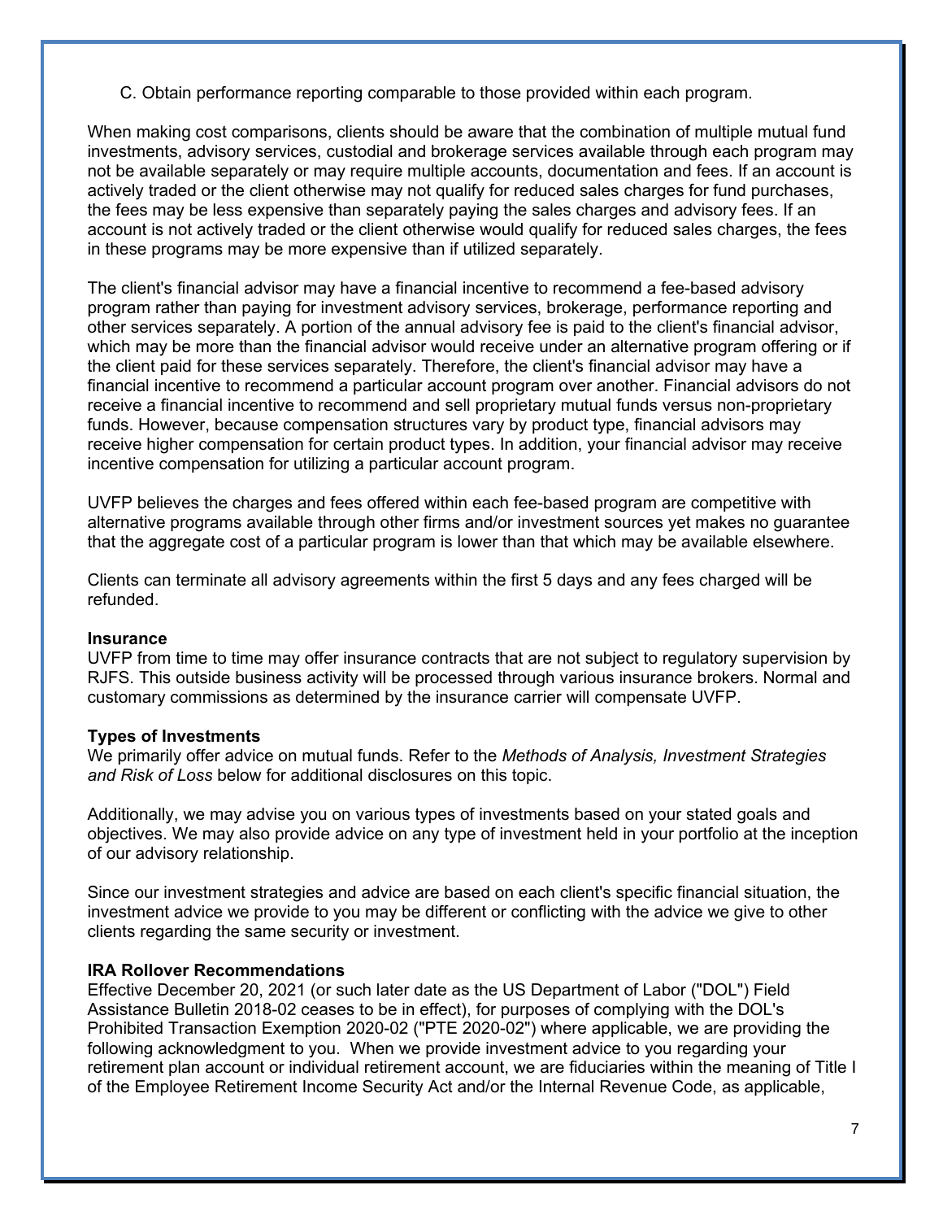C. Obtain performance reporting comparable to those provided within each program.

When making cost comparisons, clients should be aware that the combination of multiple mutual fund investments, advisory services, custodial and brokerage services available through each program may not be available separately or may require multiple accounts, documentation and fees. If an account is actively traded or the client otherwise may not qualify for reduced sales charges for fund purchases, the fees may be less expensive than separately paying the sales charges and advisory fees. If an account is not actively traded or the client otherwise would qualify for reduced sales charges, the fees in these programs may be more expensive than if utilized separately.

The client's financial advisor may have a financial incentive to recommend a fee-based advisory program rather than paying for investment advisory services, brokerage, performance reporting and other services separately. A portion of the annual advisory fee is paid to the client's financial advisor, which may be more than the financial advisor would receive under an alternative program offering or if the client paid for these services separately. Therefore, the client's financial advisor may have a financial incentive to recommend a particular account program over another. Financial advisors do not receive a financial incentive to recommend and sell proprietary mutual funds versus non-proprietary funds. However, because compensation structures vary by product type, financial advisors may receive higher compensation for certain product types. In addition, your financial advisor may receive incentive compensation for utilizing a particular account program.

UVFP believes the charges and fees offered within each fee-based program are competitive with alternative programs available through other firms and/or investment sources yet makes no guarantee that the aggregate cost of a particular program is lower than that which may be available elsewhere.

Clients can terminate all advisory agreements within the first 5 days and any fees charged will be refunded.

**Insurance**
UVFP from time to time may offer insurance contracts that are not subject to regulatory supervision by RJFS. This outside business activity will be processed through various insurance brokers. Normal and customary commissions as determined by the insurance carrier will compensate UVFP.

**Types of Investments**
We primarily offer advice on mutual funds. Refer to the *Methods of Analysis, Investment Strategies and Risk of Loss* below for additional disclosures on this topic.

Additionally, we may advise you on various types of investments based on your stated goals and objectives. We may also provide advice on any type of investment held in your portfolio at the inception of our advisory relationship.

Since our investment strategies and advice are based on each client's specific financial situation, the investment advice we provide to you may be different or conflicting with the advice we give to other clients regarding the same security or investment.

**IRA Rollover Recommendations**
Effective December 20, 2021 (or such later date as the US Department of Labor ("DOL") Field Assistance Bulletin 2018-02 ceases to be in effect), for purposes of complying with the DOL's Prohibited Transaction Exemption 2020-02 ("PTE 2020-02") where applicable, we are providing the following acknowledgment to you. When we provide investment advice to you regarding your retirement plan account or individual retirement account, we are fiduciaries within the meaning of Title I of the Employee Retirement Income Security Act and/or the Internal Revenue Code, as applicable,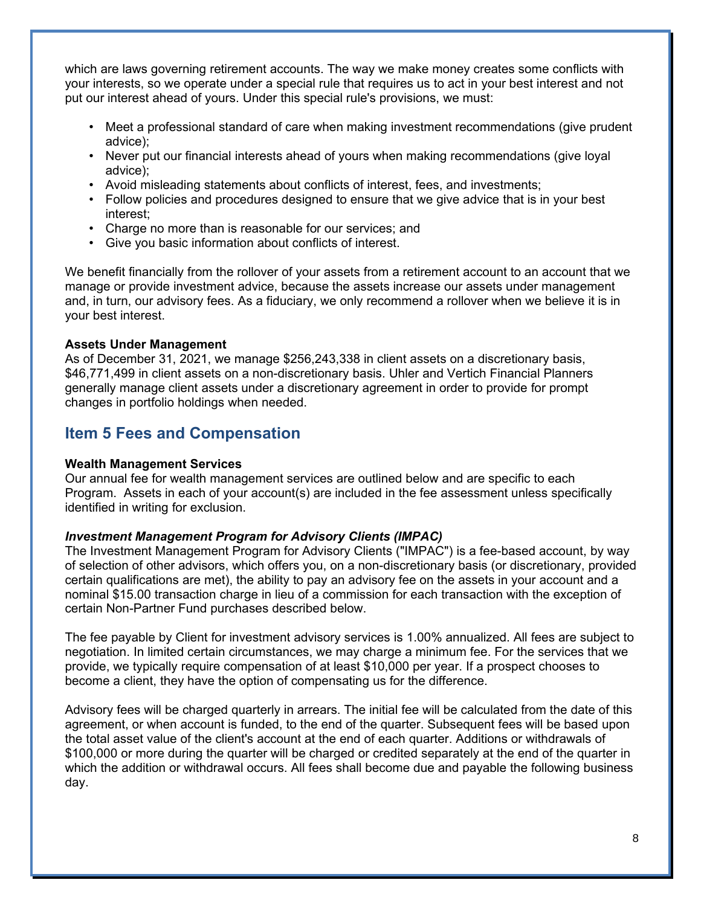which are laws governing retirement accounts. The way we make money creates some conflicts with your interests, so we operate under a special rule that requires us to act in your best interest and not put our interest ahead of yours. Under this special rule's provisions, we must:

- Meet a professional standard of care when making investment recommendations (give prudent advice);
- Never put our financial interests ahead of yours when making recommendations (give loyal advice);
- Avoid misleading statements about conflicts of interest, fees, and investments;
- Follow policies and procedures designed to ensure that we give advice that is in your best interest;
- Charge no more than is reasonable for our services; and
- Give you basic information about conflicts of interest.

We benefit financially from the rollover of your assets from a retirement account to an account that we manage or provide investment advice, because the assets increase our assets under management and, in turn, our advisory fees. As a fiduciary, we only recommend a rollover when we believe it is in your best interest.

**Assets Under Management**

As of December 31, 2021, we manage $256,243,338 in client assets on a discretionary basis, $46,771,499 in client assets on a non-discretionary basis. Uhler and Vertich Financial Planners generally manage client assets under a discretionary agreement in order to provide for prompt changes in portfolio holdings when needed.

## Item 5 Fees and Compensation

**Wealth Management Services**

Our annual fee for wealth management services are outlined below and are specific to each Program. Assets in each of your account(s) are included in the fee assessment unless specifically identified in writing for exclusion.

***Investment Management Program for Advisory Clients (IMPAC)***

The Investment Management Program for Advisory Clients ("IMPAC") is a fee-based account, by way of selection of other advisors, which offers you, on a non-discretionary basis (or discretionary, provided certain qualifications are met), the ability to pay an advisory fee on the assets in your account and a nominal $15.00 transaction charge in lieu of a commission for each transaction with the exception of certain Non-Partner Fund purchases described below.

The fee payable by Client for investment advisory services is 1.00% annualized. All fees are subject to negotiation. In limited certain circumstances, we may charge a minimum fee. For the services that we provide, we typically require compensation of at least $10,000 per year. If a prospect chooses to become a client, they have the option of compensating us for the difference.

Advisory fees will be charged quarterly in arrears. The initial fee will be calculated from the date of this agreement, or when account is funded, to the end of the quarter. Subsequent fees will be based upon the total asset value of the client's account at the end of each quarter. Additions or withdrawals of $100,000 or more during the quarter will be charged or credited separately at the end of the quarter in which the addition or withdrawal occurs. All fees shall become due and payable the following business day.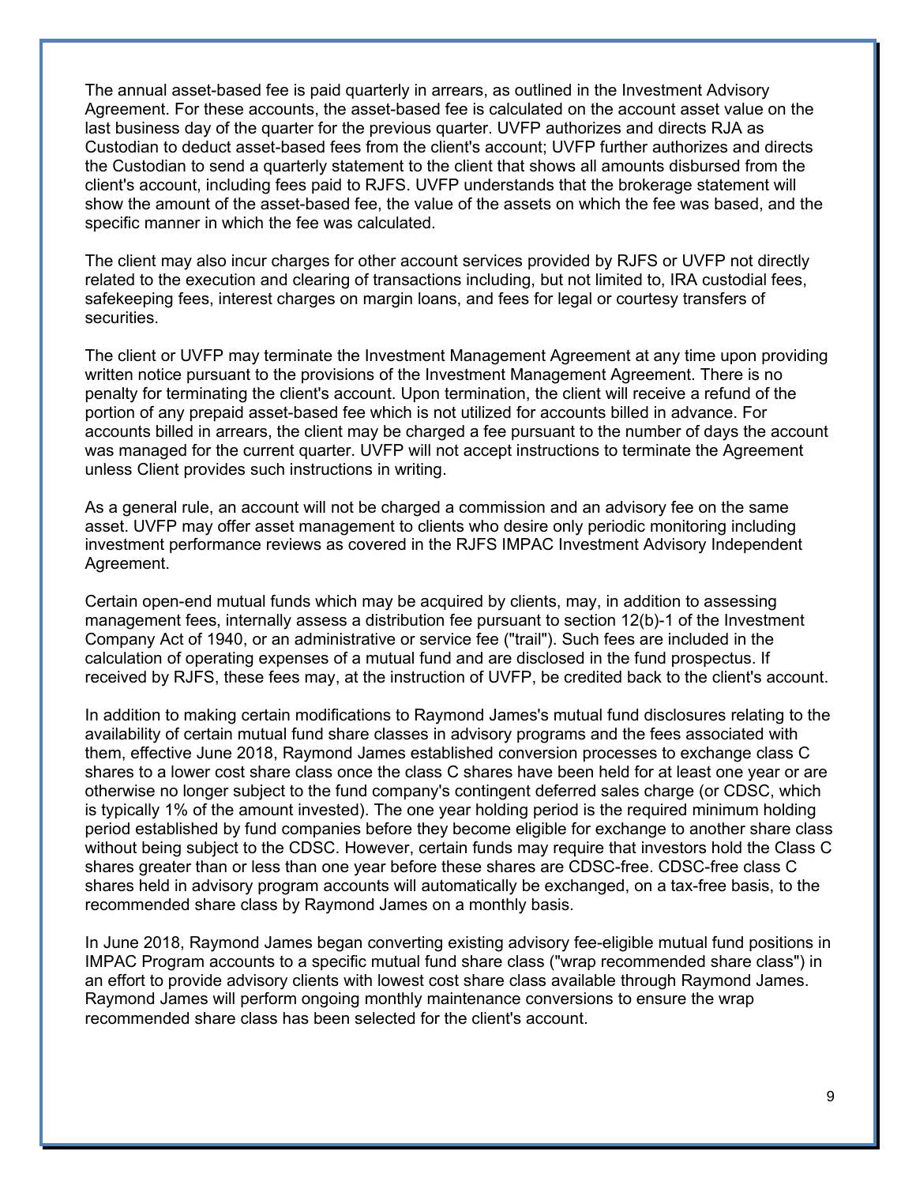The annual asset-based fee is paid quarterly in arrears, as outlined in the Investment Advisory Agreement. For these accounts, the asset-based fee is calculated on the account asset value on the last business day of the quarter for the previous quarter. UVFP authorizes and directs RJA as Custodian to deduct asset-based fees from the client's account; UVFP further authorizes and directs the Custodian to send a quarterly statement to the client that shows all amounts disbursed from the client's account, including fees paid to RJFS. UVFP understands that the brokerage statement will show the amount of the asset-based fee, the value of the assets on which the fee was based, and the specific manner in which the fee was calculated.

The client may also incur charges for other account services provided by RJFS or UVFP not directly related to the execution and clearing of transactions including, but not limited to, IRA custodial fees, safekeeping fees, interest charges on margin loans, and fees for legal or courtesy transfers of securities.

The client or UVFP may terminate the Investment Management Agreement at any time upon providing written notice pursuant to the provisions of the Investment Management Agreement. There is no penalty for terminating the client's account. Upon termination, the client will receive a refund of the portion of any prepaid asset-based fee which is not utilized for accounts billed in advance. For accounts billed in arrears, the client may be charged a fee pursuant to the number of days the account was managed for the current quarter. UVFP will not accept instructions to terminate the Agreement unless Client provides such instructions in writing.

As a general rule, an account will not be charged a commission and an advisory fee on the same asset. UVFP may offer asset management to clients who desire only periodic monitoring including investment performance reviews as covered in the RJFS IMPAC Investment Advisory Independent Agreement.

Certain open-end mutual funds which may be acquired by clients, may, in addition to assessing management fees, internally assess a distribution fee pursuant to section 12(b)-1 of the Investment Company Act of 1940, or an administrative or service fee ("trail"). Such fees are included in the calculation of operating expenses of a mutual fund and are disclosed in the fund prospectus. If received by RJFS, these fees may, at the instruction of UVFP, be credited back to the client's account.

In addition to making certain modifications to Raymond James's mutual fund disclosures relating to the availability of certain mutual fund share classes in advisory programs and the fees associated with them, effective June 2018, Raymond James established conversion processes to exchange class C shares to a lower cost share class once the class C shares have been held for at least one year or are otherwise no longer subject to the fund company's contingent deferred sales charge (or CDSC, which is typically 1% of the amount invested). The one year holding period is the required minimum holding period established by fund companies before they become eligible for exchange to another share class without being subject to the CDSC. However, certain funds may require that investors hold the Class C shares greater than or less than one year before these shares are CDSC-free. CDSC-free class C shares held in advisory program accounts will automatically be exchanged, on a tax-free basis, to the recommended share class by Raymond James on a monthly basis.

In June 2018, Raymond James began converting existing advisory fee-eligible mutual fund positions in IMPAC Program accounts to a specific mutual fund share class ("wrap recommended share class") in an effort to provide advisory clients with lowest cost share class available through Raymond James. Raymond James will perform ongoing monthly maintenance conversions to ensure the wrap recommended share class has been selected for the client's account.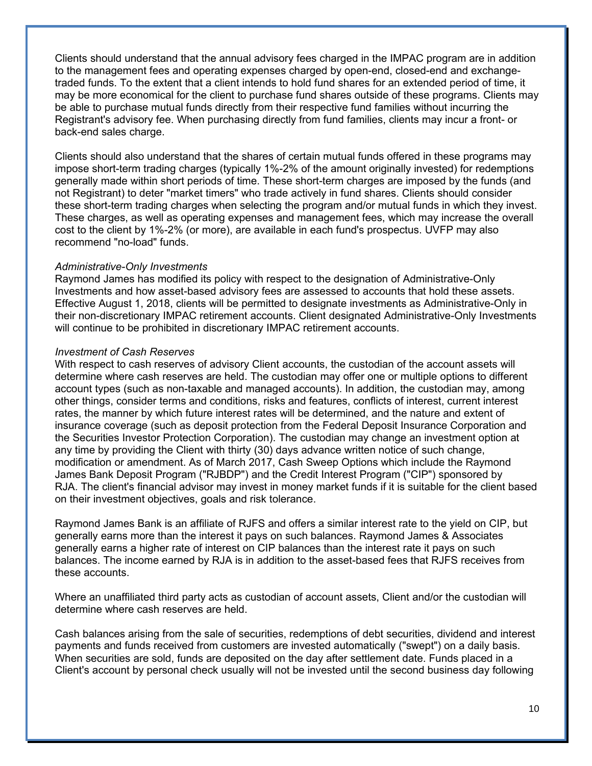Clients should understand that the annual advisory fees charged in the IMPAC program are in addition to the management fees and operating expenses charged by open-end, closed-end and exchange-traded funds. To the extent that a client intends to hold fund shares for an extended period of time, it may be more economical for the client to purchase fund shares outside of these programs. Clients may be able to purchase mutual funds directly from their respective fund families without incurring the Registrant's advisory fee. When purchasing directly from fund families, clients may incur a front- or back-end sales charge.

Clients should also understand that the shares of certain mutual funds offered in these programs may impose short-term trading charges (typically 1%-2% of the amount originally invested) for redemptions generally made within short periods of time. These short-term charges are imposed by the funds (and not Registrant) to deter "market timers" who trade actively in fund shares. Clients should consider these short-term trading charges when selecting the program and/or mutual funds in which they invest. These charges, as well as operating expenses and management fees, which may increase the overall cost to the client by 1%-2% (or more), are available in each fund's prospectus. UVFP may also recommend "no-load" funds.

*Administrative-Only Investments*

Raymond James has modified its policy with respect to the designation of Administrative-Only Investments and how asset-based advisory fees are assessed to accounts that hold these assets. Effective August 1, 2018, clients will be permitted to designate investments as Administrative-Only in their non-discretionary IMPAC retirement accounts. Client designated Administrative-Only Investments will continue to be prohibited in discretionary IMPAC retirement accounts.

*Investment of Cash Reserves*

With respect to cash reserves of advisory Client accounts, the custodian of the account assets will determine where cash reserves are held. The custodian may offer one or multiple options to different account types (such as non-taxable and managed accounts). In addition, the custodian may, among other things, consider terms and conditions, risks and features, conflicts of interest, current interest rates, the manner by which future interest rates will be determined, and the nature and extent of insurance coverage (such as deposit protection from the Federal Deposit Insurance Corporation and the Securities Investor Protection Corporation). The custodian may change an investment option at any time by providing the Client with thirty (30) days advance written notice of such change, modification or amendment. As of March 2017, Cash Sweep Options which include the Raymond James Bank Deposit Program ("RJBDP") and the Credit Interest Program ("CIP") sponsored by RJA. The client's financial advisor may invest in money market funds if it is suitable for the client based on their investment objectives, goals and risk tolerance.

Raymond James Bank is an affiliate of RJFS and offers a similar interest rate to the yield on CIP, but generally earns more than the interest it pays on such balances. Raymond James & Associates generally earns a higher rate of interest on CIP balances than the interest rate it pays on such balances. The income earned by RJA is in addition to the asset-based fees that RJFS receives from these accounts.

Where an unaffiliated third party acts as custodian of account assets, Client and/or the custodian will determine where cash reserves are held.

Cash balances arising from the sale of securities, redemptions of debt securities, dividend and interest payments and funds received from customers are invested automatically ("swept") on a daily basis. When securities are sold, funds are deposited on the day after settlement date. Funds placed in a Client's account by personal check usually will not be invested until the second business day following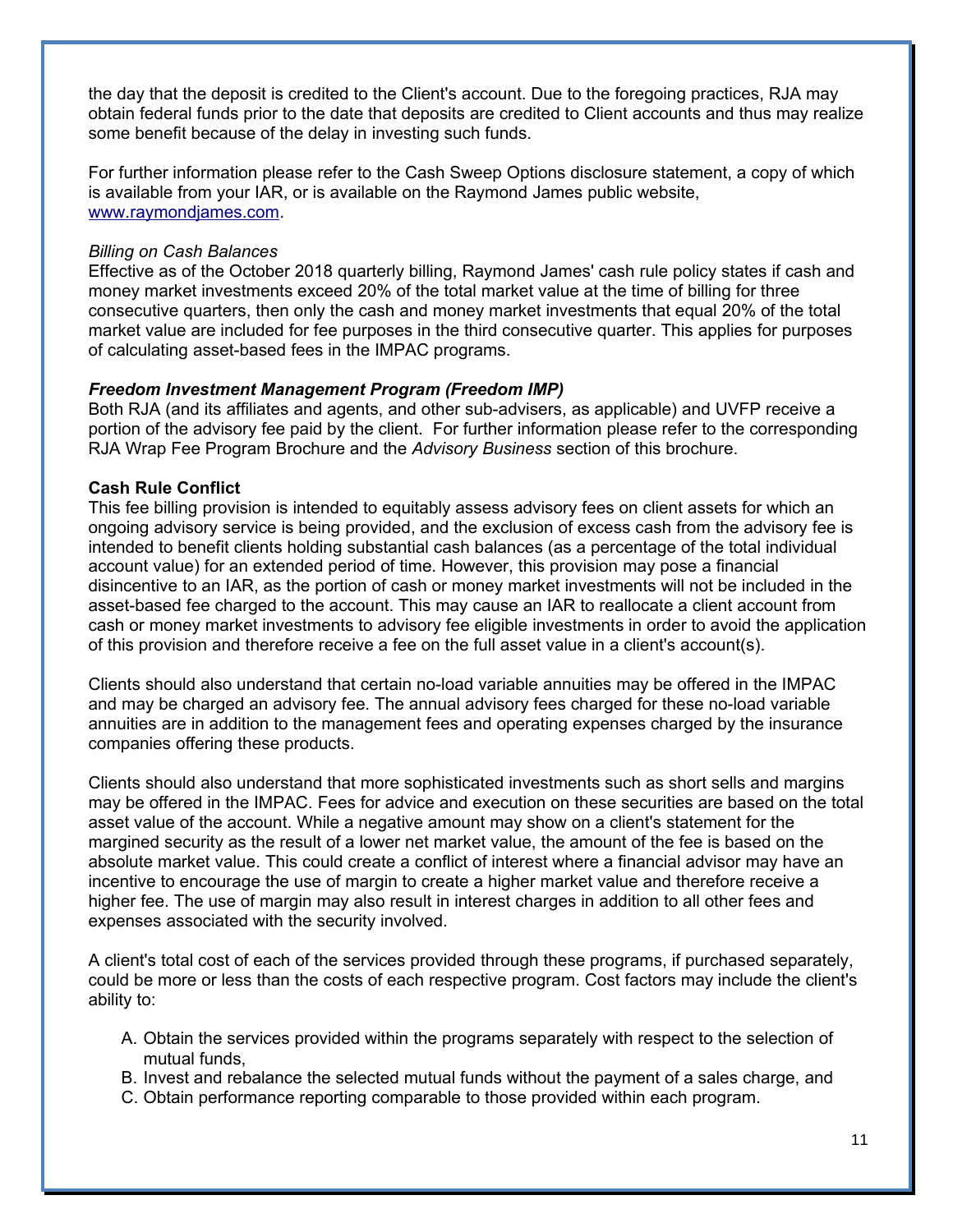the day that the deposit is credited to the Client's account. Due to the foregoing practices, RJA may obtain federal funds prior to the date that deposits are credited to Client accounts and thus may realize some benefit because of the delay in investing such funds.

For further information please refer to the Cash Sweep Options disclosure statement, a copy of which is available from your IAR, or is available on the Raymond James public website, [www.raymondjames.com](http://www.raymondjames.com).

*Billing on Cash Balances*

Effective as of the October 2018 quarterly billing, Raymond James' cash rule policy states if cash and money market investments exceed 20% of the total market value at the time of billing for three consecutive quarters, then only the cash and money market investments that equal 20% of the total market value are included for fee purposes in the third consecutive quarter. This applies for purposes of calculating asset-based fees in the IMPAC programs.

***Freedom Investment Management Program (Freedom IMP)***

Both RJA (and its affiliates and agents, and other sub-advisers, as applicable) and UVFP receive a portion of the advisory fee paid by the client. For further information please refer to the corresponding RJA Wrap Fee Program Brochure and the *Advisory Business* section of this brochure.

**Cash Rule Conflict**

This fee billing provision is intended to equitably assess advisory fees on client assets for which an ongoing advisory service is being provided, and the exclusion of excess cash from the advisory fee is intended to benefit clients holding substantial cash balances (as a percentage of the total individual account value) for an extended period of time. However, this provision may pose a financial disincentive to an IAR, as the portion of cash or money market investments will not be included in the asset-based fee charged to the account. This may cause an IAR to reallocate a client account from cash or money market investments to advisory fee eligible investments in order to avoid the application of this provision and therefore receive a fee on the full asset value in a client's account(s).

Clients should also understand that certain no-load variable annuities may be offered in the IMPAC and may be charged an advisory fee. The annual advisory fees charged for these no-load variable annuities are in addition to the management fees and operating expenses charged by the insurance companies offering these products.

Clients should also understand that more sophisticated investments such as short sells and margins may be offered in the IMPAC. Fees for advice and execution on these securities are based on the total asset value of the account. While a negative amount may show on a client's statement for the margined security as the result of a lower net market value, the amount of the fee is based on the absolute market value. This could create a conflict of interest where a financial advisor may have an incentive to encourage the use of margin to create a higher market value and therefore receive a higher fee. The use of margin may also result in interest charges in addition to all other fees and expenses associated with the security involved.

A client's total cost of each of the services provided through these programs, if purchased separately, could be more or less than the costs of each respective program. Cost factors may include the client's ability to:

A. Obtain the services provided within the programs separately with respect to the selection of mutual funds,
B. Invest and rebalance the selected mutual funds without the payment of a sales charge, and
C. Obtain performance reporting comparable to those provided within each program.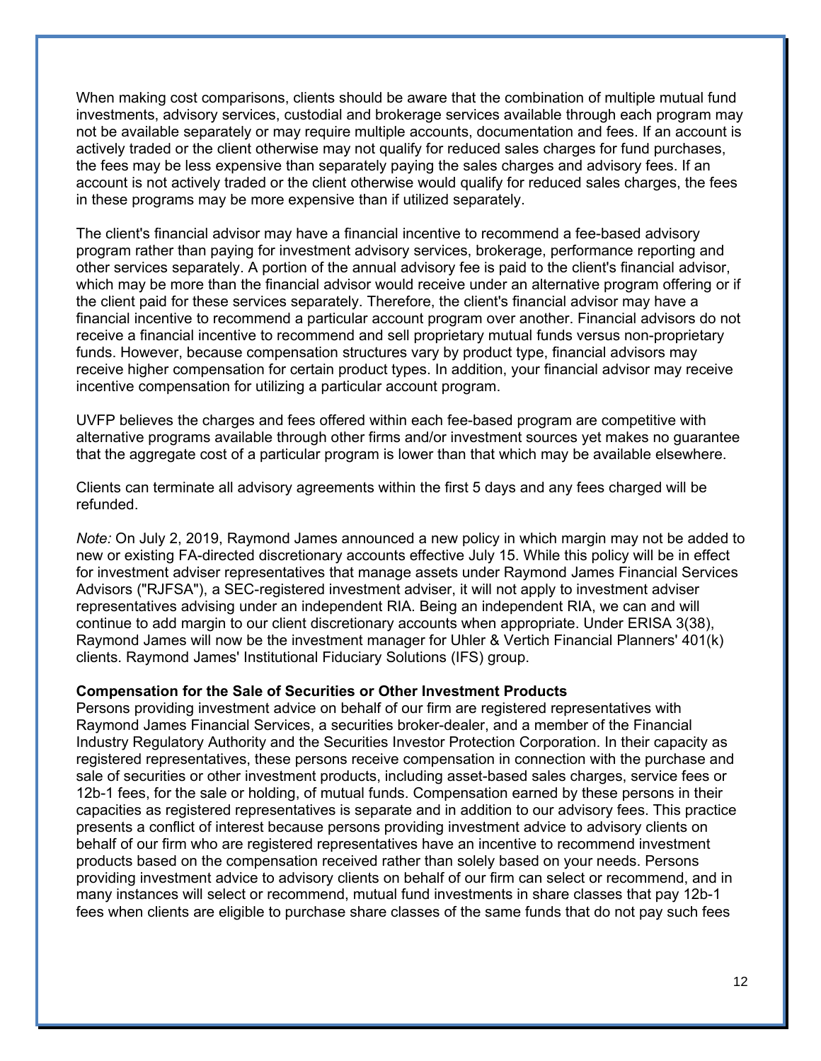When making cost comparisons, clients should be aware that the combination of multiple mutual fund investments, advisory services, custodial and brokerage services available through each program may not be available separately or may require multiple accounts, documentation and fees. If an account is actively traded or the client otherwise may not qualify for reduced sales charges for fund purchases, the fees may be less expensive than separately paying the sales charges and advisory fees. If an account is not actively traded or the client otherwise would qualify for reduced sales charges, the fees in these programs may be more expensive than if utilized separately.

The client's financial advisor may have a financial incentive to recommend a fee-based advisory program rather than paying for investment advisory services, brokerage, performance reporting and other services separately. A portion of the annual advisory fee is paid to the client's financial advisor, which may be more than the financial advisor would receive under an alternative program offering or if the client paid for these services separately. Therefore, the client's financial advisor may have a financial incentive to recommend a particular account program over another. Financial advisors do not receive a financial incentive to recommend and sell proprietary mutual funds versus non-proprietary funds. However, because compensation structures vary by product type, financial advisors may receive higher compensation for certain product types. In addition, your financial advisor may receive incentive compensation for utilizing a particular account program.

UVFP believes the charges and fees offered within each fee-based program are competitive with alternative programs available through other firms and/or investment sources yet makes no guarantee that the aggregate cost of a particular program is lower than that which may be available elsewhere.

Clients can terminate all advisory agreements within the first 5 days and any fees charged will be refunded.

*Note:* On July 2, 2019, Raymond James announced a new policy in which margin may not be added to new or existing FA-directed discretionary accounts effective July 15. While this policy will be in effect for investment adviser representatives that manage assets under Raymond James Financial Services Advisors ("RJFSA"), a SEC-registered investment adviser, it will not apply to investment adviser representatives advising under an independent RIA. Being an independent RIA, we can and will continue to add margin to our client discretionary accounts when appropriate. Under ERISA 3(38), Raymond James will now be the investment manager for Uhler & Vertich Financial Planners' 401(k) clients. Raymond James' Institutional Fiduciary Solutions (IFS) group.

**Compensation for the Sale of Securities or Other Investment Products**

Persons providing investment advice on behalf of our firm are registered representatives with Raymond James Financial Services, a securities broker-dealer, and a member of the Financial Industry Regulatory Authority and the Securities Investor Protection Corporation. In their capacity as registered representatives, these persons receive compensation in connection with the purchase and sale of securities or other investment products, including asset-based sales charges, service fees or 12b-1 fees, for the sale or holding, of mutual funds. Compensation earned by these persons in their capacities as registered representatives is separate and in addition to our advisory fees. This practice presents a conflict of interest because persons providing investment advice to advisory clients on behalf of our firm who are registered representatives have an incentive to recommend investment products based on the compensation received rather than solely based on your needs. Persons providing investment advice to advisory clients on behalf of our firm can select or recommend, and in many instances will select or recommend, mutual fund investments in share classes that pay 12b-1 fees when clients are eligible to purchase share classes of the same funds that do not pay such fees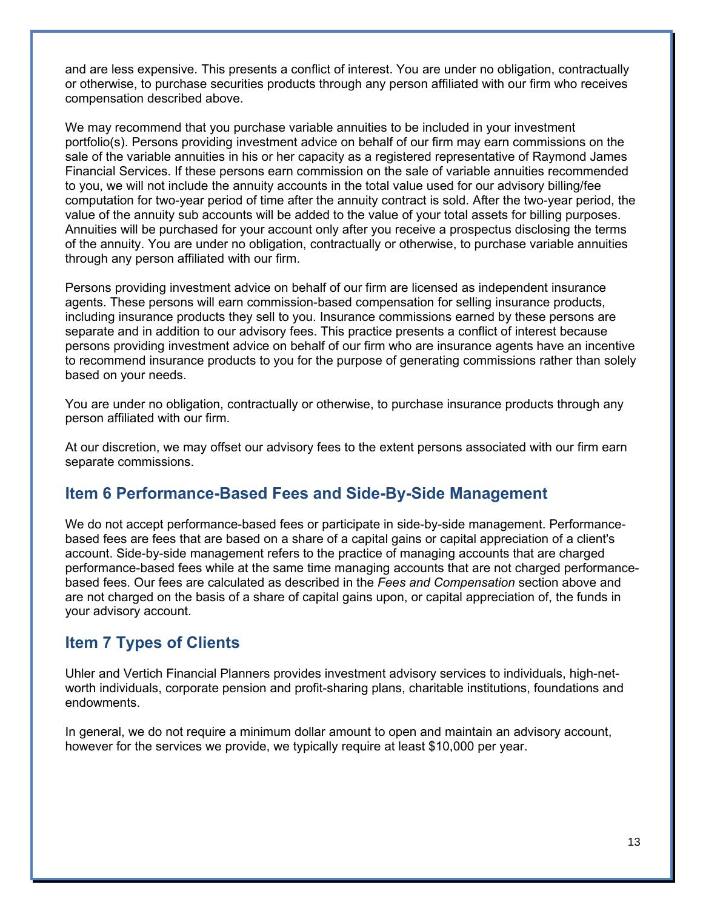and are less expensive. This presents a conflict of interest. You are under no obligation, contractually or otherwise, to purchase securities products through any person affiliated with our firm who receives compensation described above.

We may recommend that you purchase variable annuities to be included in your investment portfolio(s). Persons providing investment advice on behalf of our firm may earn commissions on the sale of the variable annuities in his or her capacity as a registered representative of Raymond James Financial Services. If these persons earn commission on the sale of variable annuities recommended to you, we will not include the annuity accounts in the total value used for our advisory billing/fee computation for two-year period of time after the annuity contract is sold. After the two-year period, the value of the annuity sub accounts will be added to the value of your total assets for billing purposes. Annuities will be purchased for your account only after you receive a prospectus disclosing the terms of the annuity. You are under no obligation, contractually or otherwise, to purchase variable annuities through any person affiliated with our firm.

Persons providing investment advice on behalf of our firm are licensed as independent insurance agents. These persons will earn commission-based compensation for selling insurance products, including insurance products they sell to you. Insurance commissions earned by these persons are separate and in addition to our advisory fees. This practice presents a conflict of interest because persons providing investment advice on behalf of our firm who are insurance agents have an incentive to recommend insurance products to you for the purpose of generating commissions rather than solely based on your needs.

You are under no obligation, contractually or otherwise, to purchase insurance products through any person affiliated with our firm.

At our discretion, we may offset our advisory fees to the extent persons associated with our firm earn separate commissions.

## Item 6 Performance-Based Fees and Side-By-Side Management

We do not accept performance-based fees or participate in side-by-side management. Performance-based fees are fees that are based on a share of a capital gains or capital appreciation of a client's account. Side-by-side management refers to the practice of managing accounts that are charged performance-based fees while at the same time managing accounts that are not charged performance-based fees. Our fees are calculated as described in the *Fees and Compensation* section above and are not charged on the basis of a share of capital gains upon, or capital appreciation of, the funds in your advisory account.

## Item 7 Types of Clients

Uhler and Vertich Financial Planners provides investment advisory services to individuals, high-net-worth individuals, corporate pension and profit-sharing plans, charitable institutions, foundations and endowments.

In general, we do not require a minimum dollar amount to open and maintain an advisory account, however for the services we provide, we typically require at least $10,000 per year.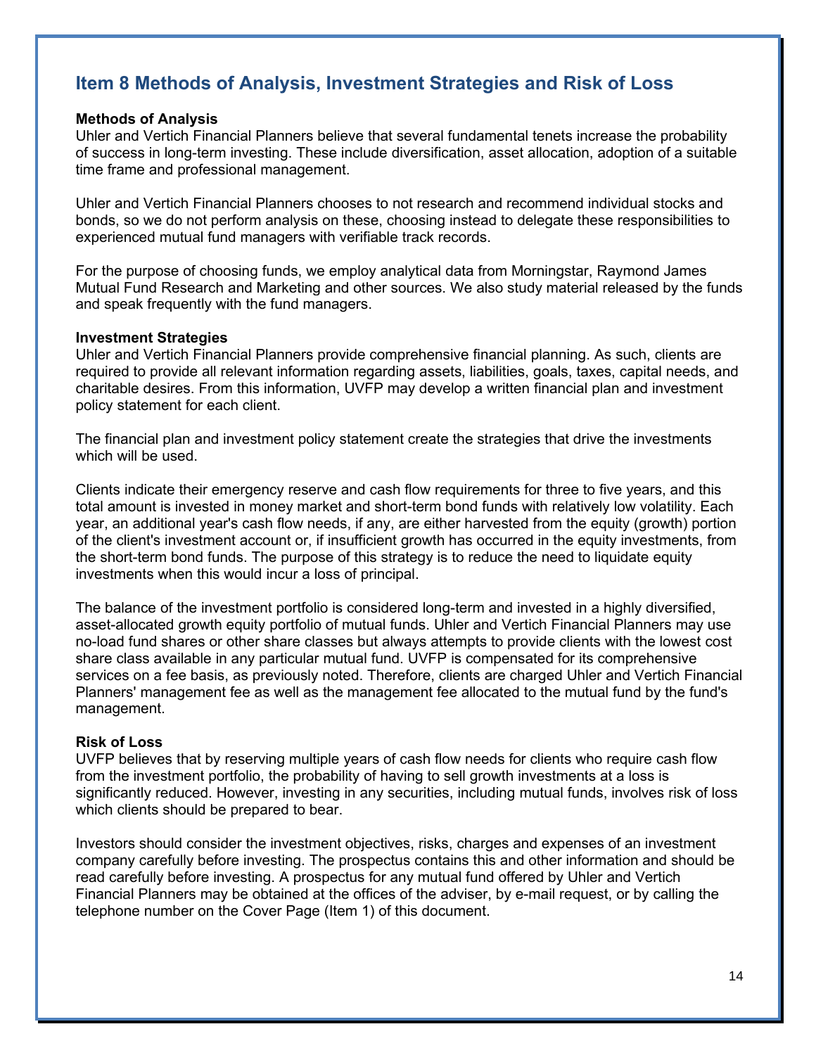## Item 8 Methods of Analysis, Investment Strategies and Risk of Loss

**Methods of Analysis**

Uhler and Vertich Financial Planners believe that several fundamental tenets increase the probability of success in long-term investing. These include diversification, asset allocation, adoption of a suitable time frame and professional management.

Uhler and Vertich Financial Planners chooses to not research and recommend individual stocks and bonds, so we do not perform analysis on these, choosing instead to delegate these responsibilities to experienced mutual fund managers with verifiable track records.

For the purpose of choosing funds, we employ analytical data from Morningstar, Raymond James Mutual Fund Research and Marketing and other sources. We also study material released by the funds and speak frequently with the fund managers.

**Investment Strategies**

Uhler and Vertich Financial Planners provide comprehensive financial planning. As such, clients are required to provide all relevant information regarding assets, liabilities, goals, taxes, capital needs, and charitable desires. From this information, UVFP may develop a written financial plan and investment policy statement for each client.

The financial plan and investment policy statement create the strategies that drive the investments which will be used.

Clients indicate their emergency reserve and cash flow requirements for three to five years, and this total amount is invested in money market and short-term bond funds with relatively low volatility. Each year, an additional year's cash flow needs, if any, are either harvested from the equity (growth) portion of the client's investment account or, if insufficient growth has occurred in the equity investments, from the short-term bond funds. The purpose of this strategy is to reduce the need to liquidate equity investments when this would incur a loss of principal.

The balance of the investment portfolio is considered long-term and invested in a highly diversified, asset-allocated growth equity portfolio of mutual funds. Uhler and Vertich Financial Planners may use no-load fund shares or other share classes but always attempts to provide clients with the lowest cost share class available in any particular mutual fund. UVFP is compensated for its comprehensive services on a fee basis, as previously noted. Therefore, clients are charged Uhler and Vertich Financial Planners' management fee as well as the management fee allocated to the mutual fund by the fund's management.

**Risk of Loss**

UVFP believes that by reserving multiple years of cash flow needs for clients who require cash flow from the investment portfolio, the probability of having to sell growth investments at a loss is significantly reduced. However, investing in any securities, including mutual funds, involves risk of loss which clients should be prepared to bear.

Investors should consider the investment objectives, risks, charges and expenses of an investment company carefully before investing. The prospectus contains this and other information and should be read carefully before investing. A prospectus for any mutual fund offered by Uhler and Vertich Financial Planners may be obtained at the offices of the adviser, by e-mail request, or by calling the telephone number on the Cover Page (Item 1) of this document.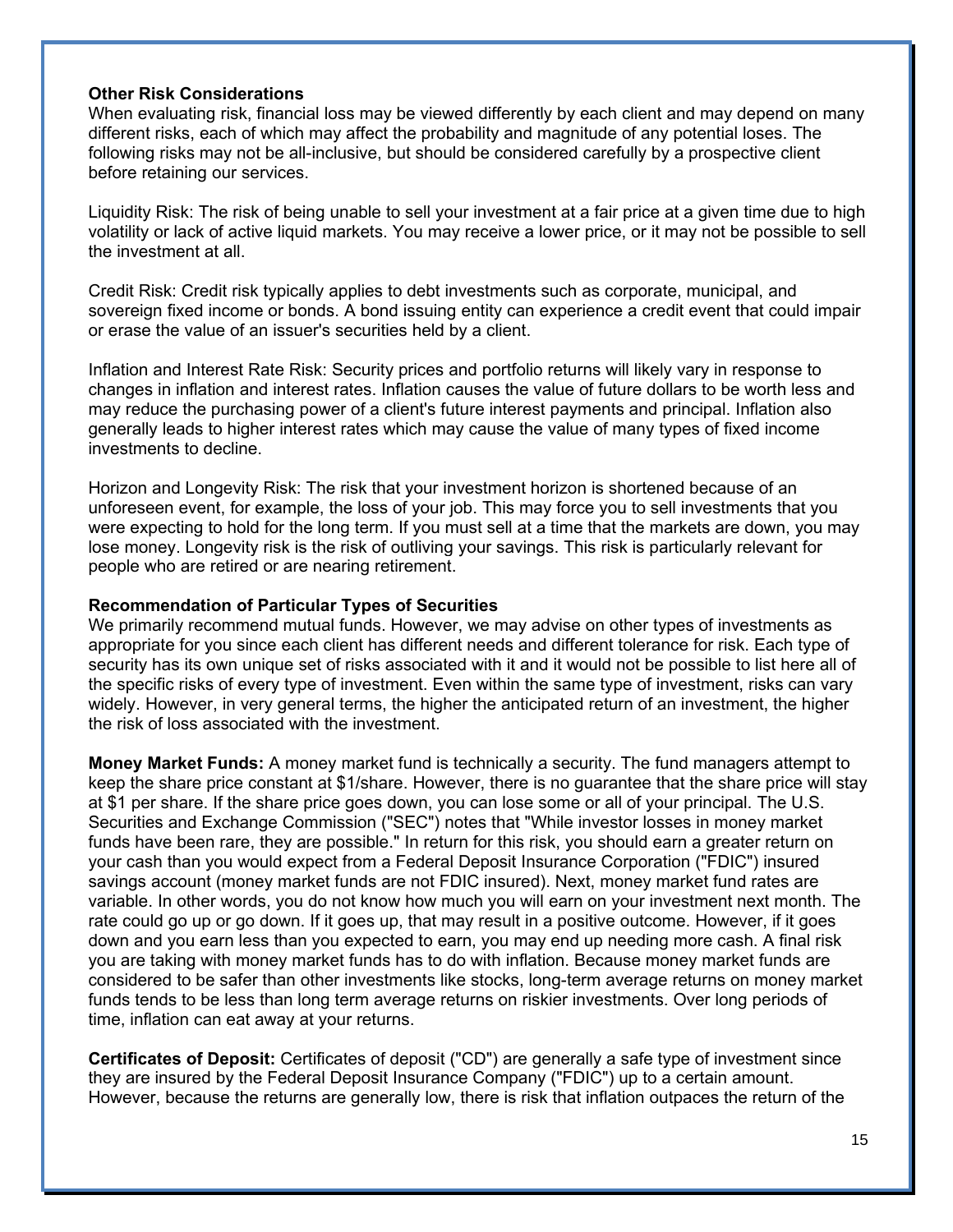**Other Risk Considerations**

When evaluating risk, financial loss may be viewed differently by each client and may depend on many different risks, each of which may affect the probability and magnitude of any potential loses. The following risks may not be all-inclusive, but should be considered carefully by a prospective client before retaining our services.

Liquidity Risk: The risk of being unable to sell your investment at a fair price at a given time due to high volatility or lack of active liquid markets. You may receive a lower price, or it may not be possible to sell the investment at all.

Credit Risk: Credit risk typically applies to debt investments such as corporate, municipal, and sovereign fixed income or bonds. A bond issuing entity can experience a credit event that could impair or erase the value of an issuer's securities held by a client.

Inflation and Interest Rate Risk: Security prices and portfolio returns will likely vary in response to changes in inflation and interest rates. Inflation causes the value of future dollars to be worth less and may reduce the purchasing power of a client's future interest payments and principal. Inflation also generally leads to higher interest rates which may cause the value of many types of fixed income investments to decline.

Horizon and Longevity Risk: The risk that your investment horizon is shortened because of an unforeseen event, for example, the loss of your job. This may force you to sell investments that you were expecting to hold for the long term. If you must sell at a time that the markets are down, you may lose money. Longevity risk is the risk of outliving your savings. This risk is particularly relevant for people who are retired or are nearing retirement.

**Recommendation of Particular Types of Securities**

We primarily recommend mutual funds. However, we may advise on other types of investments as appropriate for you since each client has different needs and different tolerance for risk. Each type of security has its own unique set of risks associated with it and it would not be possible to list here all of the specific risks of every type of investment. Even within the same type of investment, risks can vary widely. However, in very general terms, the higher the anticipated return of an investment, the higher the risk of loss associated with the investment.

**Money Market Funds:** A money market fund is technically a security. The fund managers attempt to keep the share price constant at $1/share. However, there is no guarantee that the share price will stay at $1 per share. If the share price goes down, you can lose some or all of your principal. The U.S. Securities and Exchange Commission ("SEC") notes that "While investor losses in money market funds have been rare, they are possible." In return for this risk, you should earn a greater return on your cash than you would expect from a Federal Deposit Insurance Corporation ("FDIC") insured savings account (money market funds are not FDIC insured). Next, money market fund rates are variable. In other words, you do not know how much you will earn on your investment next month. The rate could go up or go down. If it goes up, that may result in a positive outcome. However, if it goes down and you earn less than you expected to earn, you may end up needing more cash. A final risk you are taking with money market funds has to do with inflation. Because money market funds are considered to be safer than other investments like stocks, long-term average returns on money market funds tends to be less than long term average returns on riskier investments. Over long periods of time, inflation can eat away at your returns.

**Certificates of Deposit:** Certificates of deposit ("CD") are generally a safe type of investment since they are insured by the Federal Deposit Insurance Company ("FDIC") up to a certain amount. However, because the returns are generally low, there is risk that inflation outpaces the return of the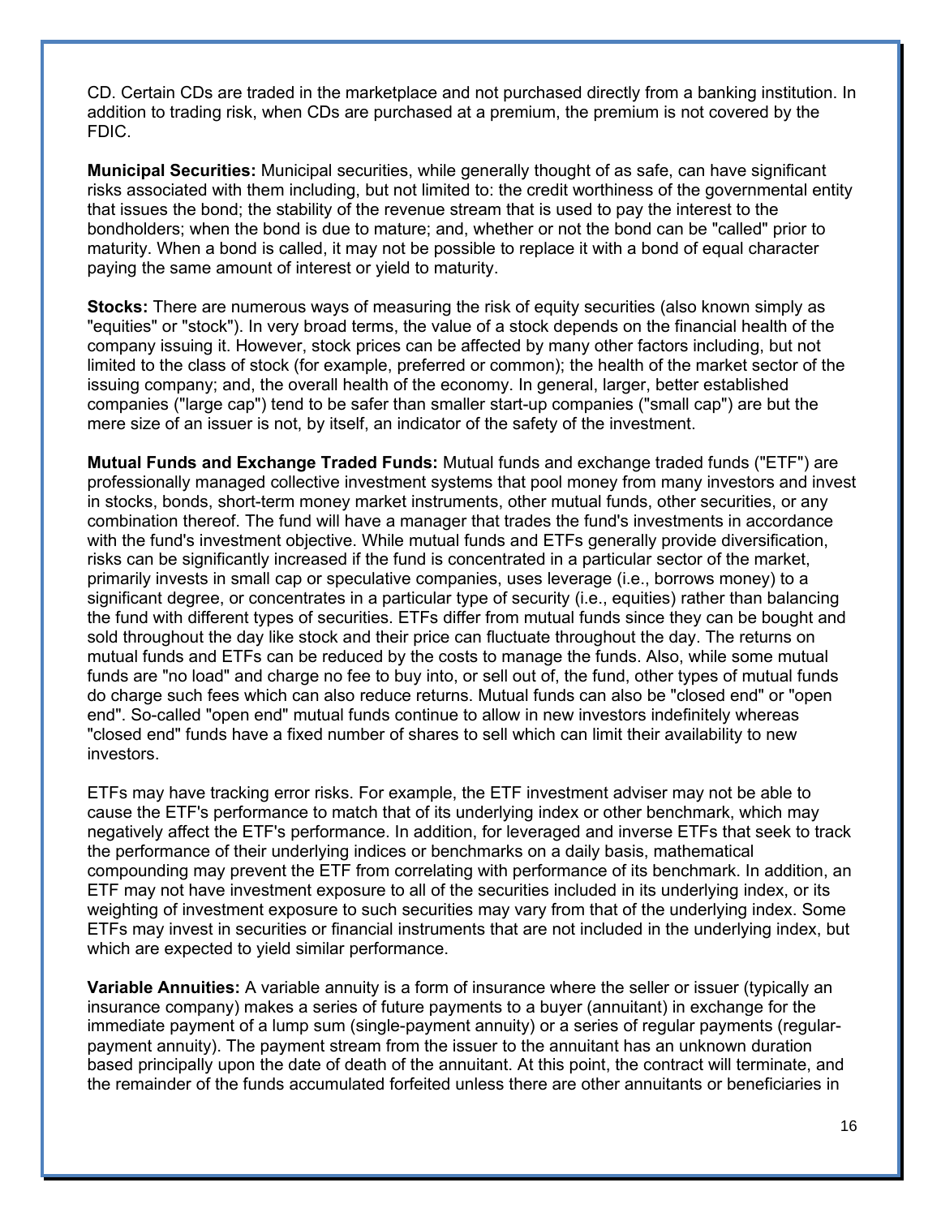CD. Certain CDs are traded in the marketplace and not purchased directly from a banking institution. In addition to trading risk, when CDs are purchased at a premium, the premium is not covered by the FDIC.

**Municipal Securities:** Municipal securities, while generally thought of as safe, can have significant risks associated with them including, but not limited to: the credit worthiness of the governmental entity that issues the bond; the stability of the revenue stream that is used to pay the interest to the bondholders; when the bond is due to mature; and, whether or not the bond can be "called" prior to maturity. When a bond is called, it may not be possible to replace it with a bond of equal character paying the same amount of interest or yield to maturity.

**Stocks:** There are numerous ways of measuring the risk of equity securities (also known simply as "equities" or "stock"). In very broad terms, the value of a stock depends on the financial health of the company issuing it. However, stock prices can be affected by many other factors including, but not limited to the class of stock (for example, preferred or common); the health of the market sector of the issuing company; and, the overall health of the economy. In general, larger, better established companies ("large cap") tend to be safer than smaller start-up companies ("small cap") are but the mere size of an issuer is not, by itself, an indicator of the safety of the investment.

**Mutual Funds and Exchange Traded Funds:** Mutual funds and exchange traded funds ("ETF") are professionally managed collective investment systems that pool money from many investors and invest in stocks, bonds, short-term money market instruments, other mutual funds, other securities, or any combination thereof. The fund will have a manager that trades the fund's investments in accordance with the fund's investment objective. While mutual funds and ETFs generally provide diversification, risks can be significantly increased if the fund is concentrated in a particular sector of the market, primarily invests in small cap or speculative companies, uses leverage (i.e., borrows money) to a significant degree, or concentrates in a particular type of security (i.e., equities) rather than balancing the fund with different types of securities. ETFs differ from mutual funds since they can be bought and sold throughout the day like stock and their price can fluctuate throughout the day. The returns on mutual funds and ETFs can be reduced by the costs to manage the funds. Also, while some mutual funds are "no load" and charge no fee to buy into, or sell out of, the fund, other types of mutual funds do charge such fees which can also reduce returns. Mutual funds can also be "closed end" or "open end". So-called "open end" mutual funds continue to allow in new investors indefinitely whereas "closed end" funds have a fixed number of shares to sell which can limit their availability to new investors.

ETFs may have tracking error risks. For example, the ETF investment adviser may not be able to cause the ETF's performance to match that of its underlying index or other benchmark, which may negatively affect the ETF's performance. In addition, for leveraged and inverse ETFs that seek to track the performance of their underlying indices or benchmarks on a daily basis, mathematical compounding may prevent the ETF from correlating with performance of its benchmark. In addition, an ETF may not have investment exposure to all of the securities included in its underlying index, or its weighting of investment exposure to such securities may vary from that of the underlying index. Some ETFs may invest in securities or financial instruments that are not included in the underlying index, but which are expected to yield similar performance.

**Variable Annuities:** A variable annuity is a form of insurance where the seller or issuer (typically an insurance company) makes a series of future payments to a buyer (annuitant) in exchange for the immediate payment of a lump sum (single-payment annuity) or a series of regular payments (regular-payment annuity). The payment stream from the issuer to the annuitant has an unknown duration based principally upon the date of death of the annuitant. At this point, the contract will terminate, and the remainder of the funds accumulated forfeited unless there are other annuitants or beneficiaries in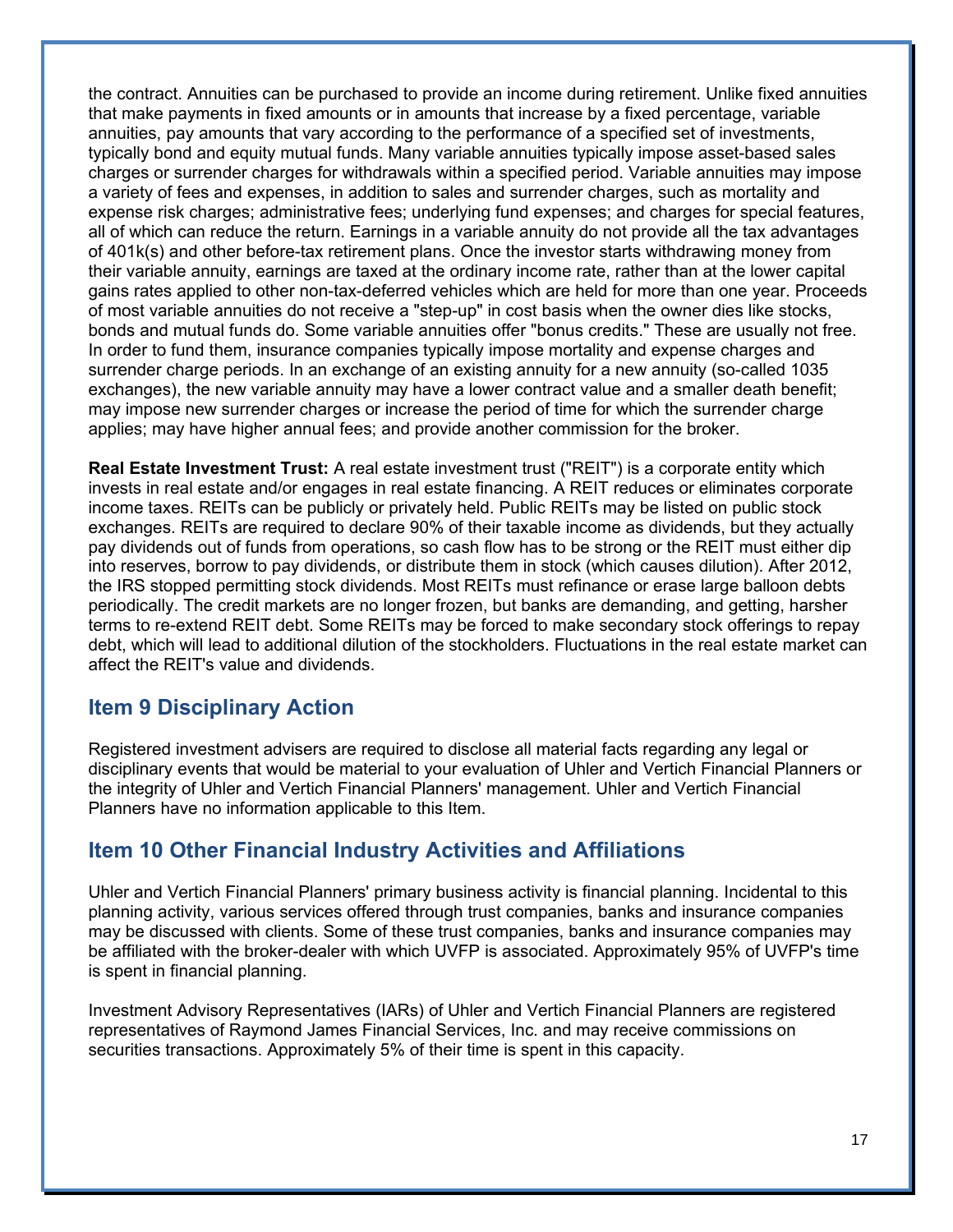the contract. Annuities can be purchased to provide an income during retirement. Unlike fixed annuities that make payments in fixed amounts or in amounts that increase by a fixed percentage, variable annuities, pay amounts that vary according to the performance of a specified set of investments, typically bond and equity mutual funds. Many variable annuities typically impose asset-based sales charges or surrender charges for withdrawals within a specified period. Variable annuities may impose a variety of fees and expenses, in addition to sales and surrender charges, such as mortality and expense risk charges; administrative fees; underlying fund expenses; and charges for special features, all of which can reduce the return. Earnings in a variable annuity do not provide all the tax advantages of 401k(s) and other before-tax retirement plans. Once the investor starts withdrawing money from their variable annuity, earnings are taxed at the ordinary income rate, rather than at the lower capital gains rates applied to other non-tax-deferred vehicles which are held for more than one year. Proceeds of most variable annuities do not receive a "step-up" in cost basis when the owner dies like stocks, bonds and mutual funds do. Some variable annuities offer "bonus credits." These are usually not free. In order to fund them, insurance companies typically impose mortality and expense charges and surrender charge periods. In an exchange of an existing annuity for a new annuity (so-called 1035 exchanges), the new variable annuity may have a lower contract value and a smaller death benefit; may impose new surrender charges or increase the period of time for which the surrender charge applies; may have higher annual fees; and provide another commission for the broker.

**Real Estate Investment Trust:** A real estate investment trust ("REIT") is a corporate entity which invests in real estate and/or engages in real estate financing. A REIT reduces or eliminates corporate income taxes. REITs can be publicly or privately held. Public REITs may be listed on public stock exchanges. REITs are required to declare 90% of their taxable income as dividends, but they actually pay dividends out of funds from operations, so cash flow has to be strong or the REIT must either dip into reserves, borrow to pay dividends, or distribute them in stock (which causes dilution). After 2012, the IRS stopped permitting stock dividends. Most REITs must refinance or erase large balloon debts periodically. The credit markets are no longer frozen, but banks are demanding, and getting, harsher terms to re-extend REIT debt. Some REITs may be forced to make secondary stock offerings to repay debt, which will lead to additional dilution of the stockholders. Fluctuations in the real estate market can affect the REIT's value and dividends.

## Item 9 Disciplinary Action

Registered investment advisers are required to disclose all material facts regarding any legal or disciplinary events that would be material to your evaluation of Uhler and Vertich Financial Planners or the integrity of Uhler and Vertich Financial Planners' management. Uhler and Vertich Financial Planners have no information applicable to this Item.

## Item 10 Other Financial Industry Activities and Affiliations

Uhler and Vertich Financial Planners' primary business activity is financial planning. Incidental to this planning activity, various services offered through trust companies, banks and insurance companies may be discussed with clients. Some of these trust companies, banks and insurance companies may be affiliated with the broker-dealer with which UVFP is associated. Approximately 95% of UVFP's time is spent in financial planning.

Investment Advisory Representatives (IARs) of Uhler and Vertich Financial Planners are registered representatives of Raymond James Financial Services, Inc. and may receive commissions on securities transactions. Approximately 5% of their time is spent in this capacity.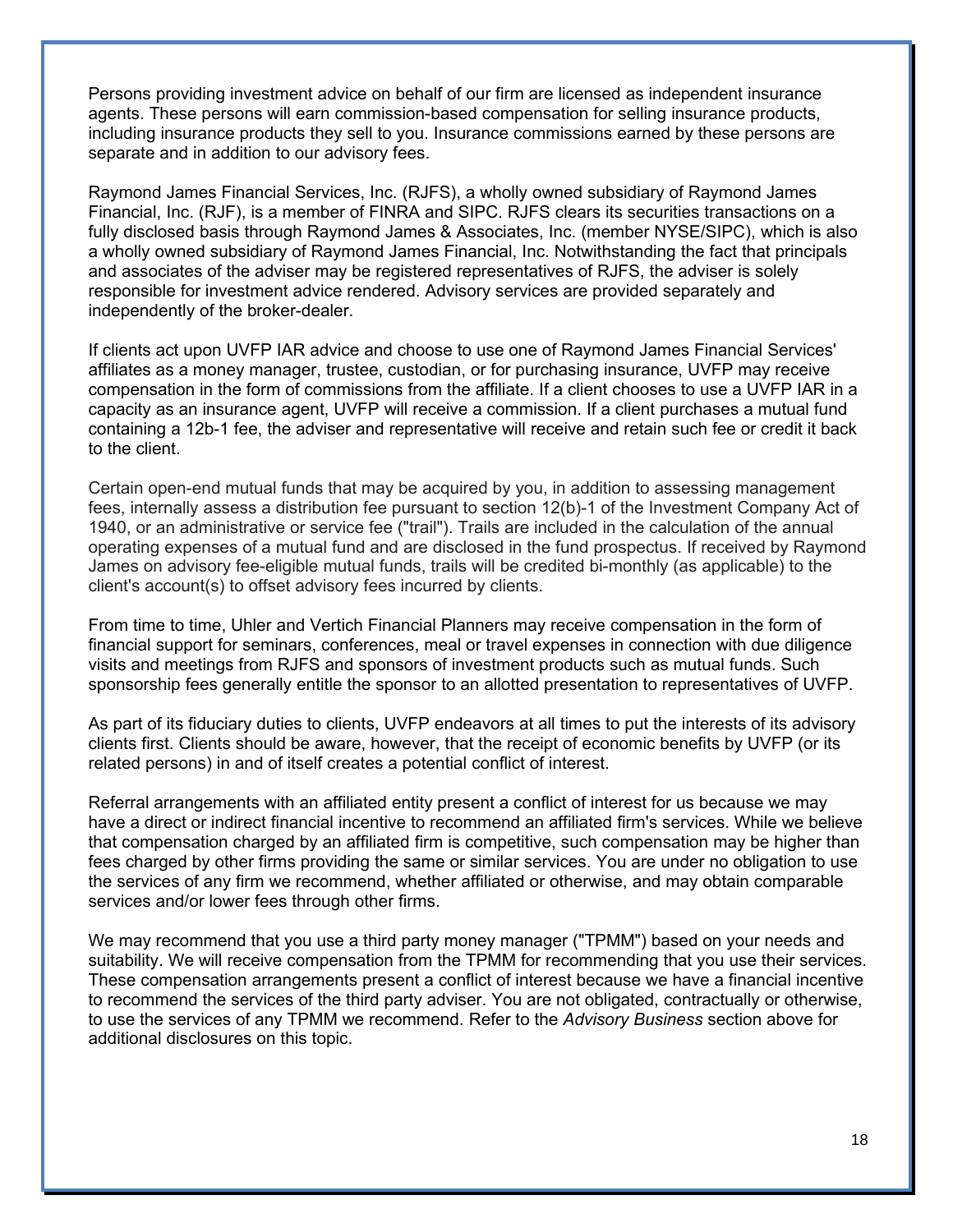Persons providing investment advice on behalf of our firm are licensed as independent insurance agents. These persons will earn commission-based compensation for selling insurance products, including insurance products they sell to you. Insurance commissions earned by these persons are separate and in addition to our advisory fees.

Raymond James Financial Services, Inc. (RJFS), a wholly owned subsidiary of Raymond James Financial, Inc. (RJF), is a member of FINRA and SIPC. RJFS clears its securities transactions on a fully disclosed basis through Raymond James & Associates, Inc. (member NYSE/SIPC), which is also a wholly owned subsidiary of Raymond James Financial, Inc. Notwithstanding the fact that principals and associates of the adviser may be registered representatives of RJFS, the adviser is solely responsible for investment advice rendered. Advisory services are provided separately and independently of the broker-dealer.

If clients act upon UVFP IAR advice and choose to use one of Raymond James Financial Services' affiliates as a money manager, trustee, custodian, or for purchasing insurance, UVFP may receive compensation in the form of commissions from the affiliate. If a client chooses to use a UVFP IAR in a capacity as an insurance agent, UVFP will receive a commission. If a client purchases a mutual fund containing a 12b-1 fee, the adviser and representative will receive and retain such fee or credit it back to the client.

Certain open-end mutual funds that may be acquired by you, in addition to assessing management fees, internally assess a distribution fee pursuant to section 12(b)-1 of the Investment Company Act of 1940, or an administrative or service fee ("trail"). Trails are included in the calculation of the annual operating expenses of a mutual fund and are disclosed in the fund prospectus. If received by Raymond James on advisory fee-eligible mutual funds, trails will be credited bi-monthly (as applicable) to the client's account(s) to offset advisory fees incurred by clients.

From time to time, Uhler and Vertich Financial Planners may receive compensation in the form of financial support for seminars, conferences, meal or travel expenses in connection with due diligence visits and meetings from RJFS and sponsors of investment products such as mutual funds. Such sponsorship fees generally entitle the sponsor to an allotted presentation to representatives of UVFP.

As part of its fiduciary duties to clients, UVFP endeavors at all times to put the interests of its advisory clients first. Clients should be aware, however, that the receipt of economic benefits by UVFP (or its related persons) in and of itself creates a potential conflict of interest.

Referral arrangements with an affiliated entity present a conflict of interest for us because we may have a direct or indirect financial incentive to recommend an affiliated firm's services. While we believe that compensation charged by an affiliated firm is competitive, such compensation may be higher than fees charged by other firms providing the same or similar services. You are under no obligation to use the services of any firm we recommend, whether affiliated or otherwise, and may obtain comparable services and/or lower fees through other firms.

We may recommend that you use a third party money manager ("TPMM") based on your needs and suitability. We will receive compensation from the TPMM for recommending that you use their services. These compensation arrangements present a conflict of interest because we have a financial incentive to recommend the services of the third party adviser. You are not obligated, contractually or otherwise, to use the services of any TPMM we recommend. Refer to the *Advisory Business* section above for additional disclosures on this topic.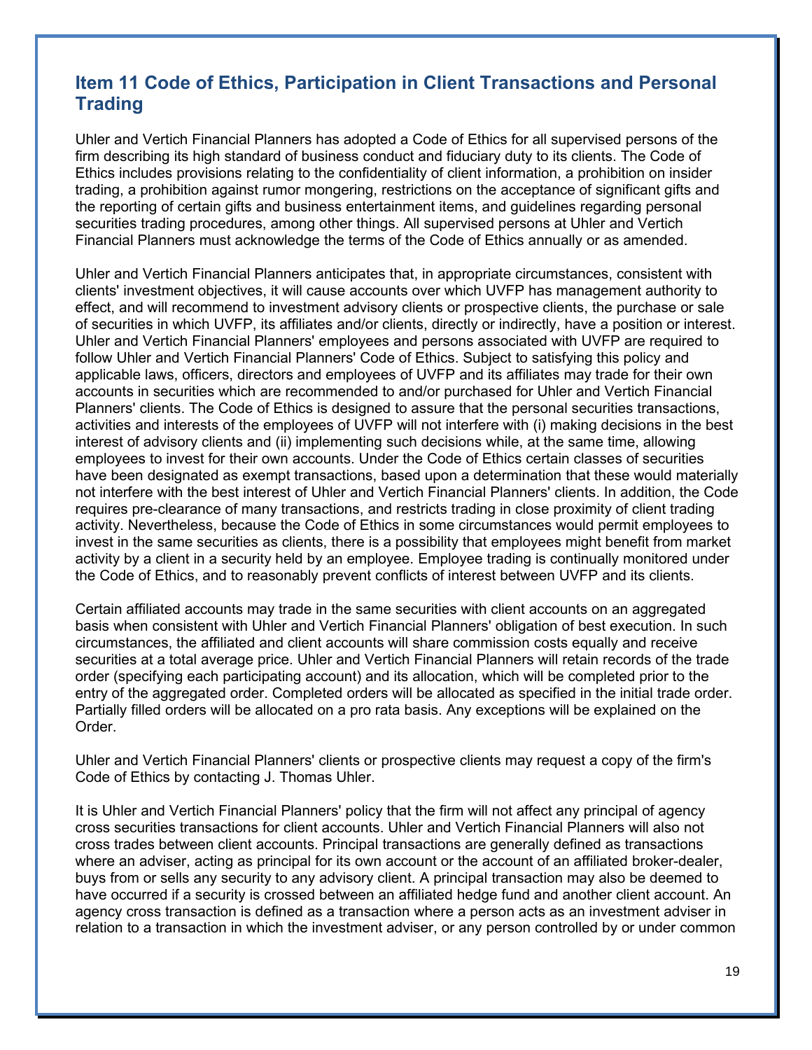## Item 11 Code of Ethics, Participation in Client Transactions and Personal Trading

Uhler and Vertich Financial Planners has adopted a Code of Ethics for all supervised persons of the firm describing its high standard of business conduct and fiduciary duty to its clients. The Code of Ethics includes provisions relating to the confidentiality of client information, a prohibition on insider trading, a prohibition against rumor mongering, restrictions on the acceptance of significant gifts and the reporting of certain gifts and business entertainment items, and guidelines regarding personal securities trading procedures, among other things. All supervised persons at Uhler and Vertich Financial Planners must acknowledge the terms of the Code of Ethics annually or as amended.

Uhler and Vertich Financial Planners anticipates that, in appropriate circumstances, consistent with clients' investment objectives, it will cause accounts over which UVFP has management authority to effect, and will recommend to investment advisory clients or prospective clients, the purchase or sale of securities in which UVFP, its affiliates and/or clients, directly or indirectly, have a position or interest. Uhler and Vertich Financial Planners' employees and persons associated with UVFP are required to follow Uhler and Vertich Financial Planners' Code of Ethics. Subject to satisfying this policy and applicable laws, officers, directors and employees of UVFP and its affiliates may trade for their own accounts in securities which are recommended to and/or purchased for Uhler and Vertich Financial Planners' clients. The Code of Ethics is designed to assure that the personal securities transactions, activities and interests of the employees of UVFP will not interfere with (i) making decisions in the best interest of advisory clients and (ii) implementing such decisions while, at the same time, allowing employees to invest for their own accounts. Under the Code of Ethics certain classes of securities have been designated as exempt transactions, based upon a determination that these would materially not interfere with the best interest of Uhler and Vertich Financial Planners' clients. In addition, the Code requires pre-clearance of many transactions, and restricts trading in close proximity of client trading activity. Nevertheless, because the Code of Ethics in some circumstances would permit employees to invest in the same securities as clients, there is a possibility that employees might benefit from market activity by a client in a security held by an employee. Employee trading is continually monitored under the Code of Ethics, and to reasonably prevent conflicts of interest between UVFP and its clients.

Certain affiliated accounts may trade in the same securities with client accounts on an aggregated basis when consistent with Uhler and Vertich Financial Planners' obligation of best execution. In such circumstances, the affiliated and client accounts will share commission costs equally and receive securities at a total average price. Uhler and Vertich Financial Planners will retain records of the trade order (specifying each participating account) and its allocation, which will be completed prior to the entry of the aggregated order. Completed orders will be allocated as specified in the initial trade order. Partially filled orders will be allocated on a pro rata basis. Any exceptions will be explained on the Order.

Uhler and Vertich Financial Planners' clients or prospective clients may request a copy of the firm's Code of Ethics by contacting J. Thomas Uhler.

It is Uhler and Vertich Financial Planners' policy that the firm will not affect any principal of agency cross securities transactions for client accounts. Uhler and Vertich Financial Planners will also not cross trades between client accounts. Principal transactions are generally defined as transactions where an adviser, acting as principal for its own account or the account of an affiliated broker-dealer, buys from or sells any security to any advisory client. A principal transaction may also be deemed to have occurred if a security is crossed between an affiliated hedge fund and another client account. An agency cross transaction is defined as a transaction where a person acts as an investment adviser in relation to a transaction in which the investment adviser, or any person controlled by or under common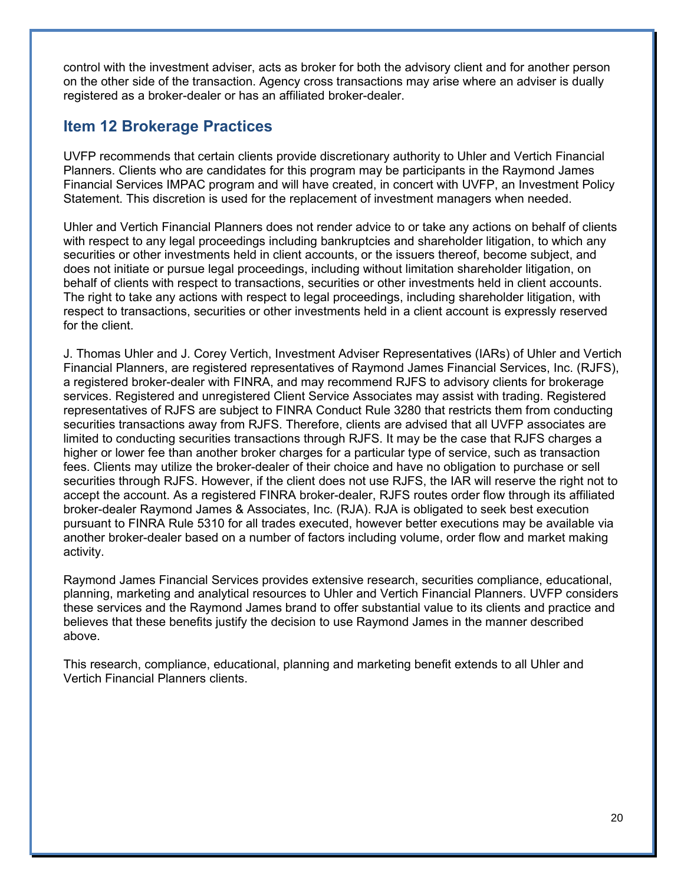control with the investment adviser, acts as broker for both the advisory client and for another person on the other side of the transaction. Agency cross transactions may arise where an adviser is dually registered as a broker-dealer or has an affiliated broker-dealer.

## Item 12 Brokerage Practices

UVFP recommends that certain clients provide discretionary authority to Uhler and Vertich Financial Planners. Clients who are candidates for this program may be participants in the Raymond James Financial Services IMPAC program and will have created, in concert with UVFP, an Investment Policy Statement. This discretion is used for the replacement of investment managers when needed.

Uhler and Vertich Financial Planners does not render advice to or take any actions on behalf of clients with respect to any legal proceedings including bankruptcies and shareholder litigation, to which any securities or other investments held in client accounts, or the issuers thereof, become subject, and does not initiate or pursue legal proceedings, including without limitation shareholder litigation, on behalf of clients with respect to transactions, securities or other investments held in client accounts. The right to take any actions with respect to legal proceedings, including shareholder litigation, with respect to transactions, securities or other investments held in a client account is expressly reserved for the client.

J. Thomas Uhler and J. Corey Vertich, Investment Adviser Representatives (IARs) of Uhler and Vertich Financial Planners, are registered representatives of Raymond James Financial Services, Inc. (RJFS), a registered broker-dealer with FINRA, and may recommend RJFS to advisory clients for brokerage services. Registered and unregistered Client Service Associates may assist with trading. Registered representatives of RJFS are subject to FINRA Conduct Rule 3280 that restricts them from conducting securities transactions away from RJFS. Therefore, clients are advised that all UVFP associates are limited to conducting securities transactions through RJFS. It may be the case that RJFS charges a higher or lower fee than another broker charges for a particular type of service, such as transaction fees. Clients may utilize the broker-dealer of their choice and have no obligation to purchase or sell securities through RJFS. However, if the client does not use RJFS, the IAR will reserve the right not to accept the account. As a registered FINRA broker-dealer, RJFS routes order flow through its affiliated broker-dealer Raymond James & Associates, Inc. (RJA). RJA is obligated to seek best execution pursuant to FINRA Rule 5310 for all trades executed, however better executions may be available via another broker-dealer based on a number of factors including volume, order flow and market making activity.

Raymond James Financial Services provides extensive research, securities compliance, educational, planning, marketing and analytical resources to Uhler and Vertich Financial Planners. UVFP considers these services and the Raymond James brand to offer substantial value to its clients and practice and believes that these benefits justify the decision to use Raymond James in the manner described above.

This research, compliance, educational, planning and marketing benefit extends to all Uhler and Vertich Financial Planners clients.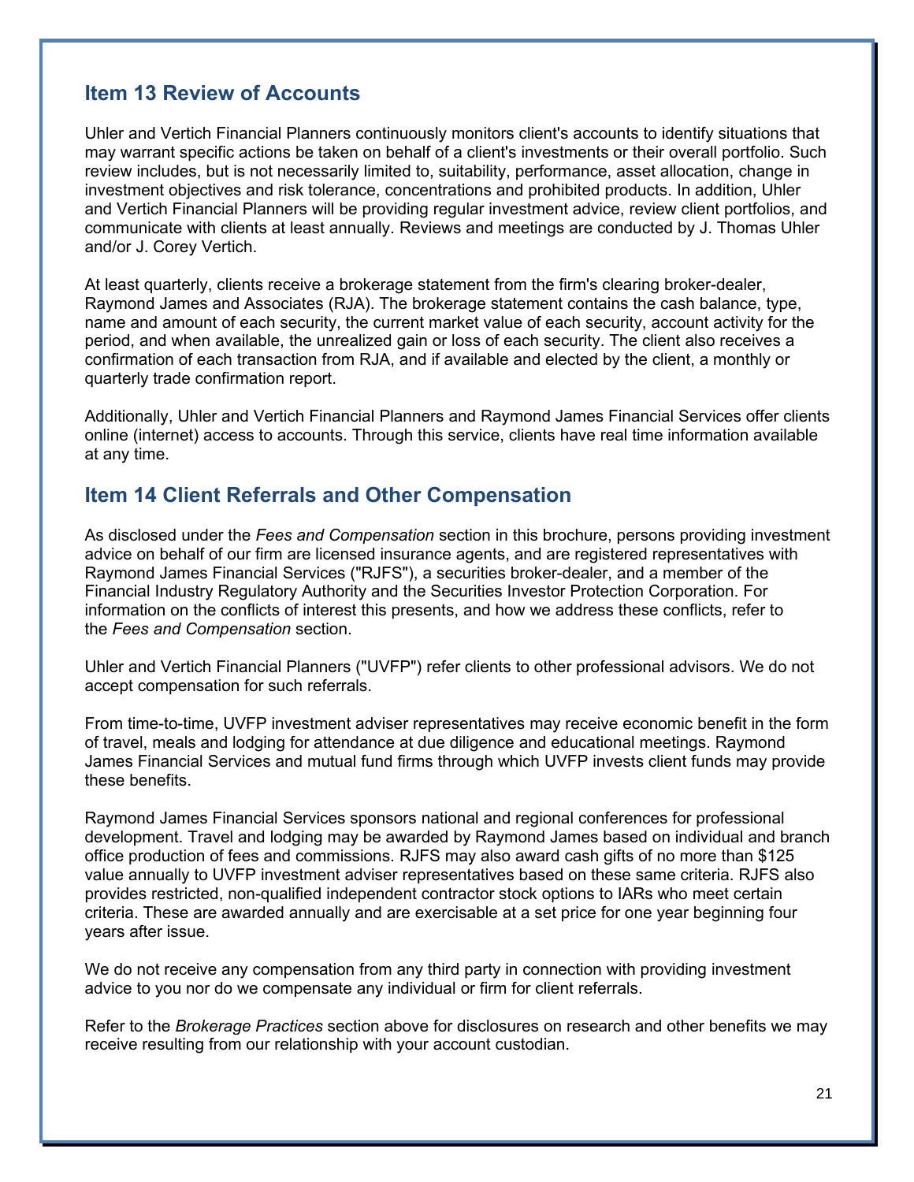## Item 13 Review of Accounts

Uhler and Vertich Financial Planners continuously monitors client's accounts to identify situations that may warrant specific actions be taken on behalf of a client's investments or their overall portfolio. Such review includes, but is not necessarily limited to, suitability, performance, asset allocation, change in investment objectives and risk tolerance, concentrations and prohibited products. In addition, Uhler and Vertich Financial Planners will be providing regular investment advice, review client portfolios, and communicate with clients at least annually. Reviews and meetings are conducted by J. Thomas Uhler and/or J. Corey Vertich.

At least quarterly, clients receive a brokerage statement from the firm's clearing broker-dealer, Raymond James and Associates (RJA). The brokerage statement contains the cash balance, type, name and amount of each security, the current market value of each security, account activity for the period, and when available, the unrealized gain or loss of each security. The client also receives a confirmation of each transaction from RJA, and if available and elected by the client, a monthly or quarterly trade confirmation report.

Additionally, Uhler and Vertich Financial Planners and Raymond James Financial Services offer clients online (internet) access to accounts. Through this service, clients have real time information available at any time.

## Item 14 Client Referrals and Other Compensation

As disclosed under the *Fees and Compensation* section in this brochure, persons providing investment advice on behalf of our firm are licensed insurance agents, and are registered representatives with Raymond James Financial Services ("RJFS"), a securities broker-dealer, and a member of the Financial Industry Regulatory Authority and the Securities Investor Protection Corporation. For information on the conflicts of interest this presents, and how we address these conflicts, refer to the *Fees and Compensation* section.

Uhler and Vertich Financial Planners ("UVFP") refer clients to other professional advisors. We do not accept compensation for such referrals.

From time-to-time, UVFP investment adviser representatives may receive economic benefit in the form of travel, meals and lodging for attendance at due diligence and educational meetings. Raymond James Financial Services and mutual fund firms through which UVFP invests client funds may provide these benefits.

Raymond James Financial Services sponsors national and regional conferences for professional development. Travel and lodging may be awarded by Raymond James based on individual and branch office production of fees and commissions. RJFS may also award cash gifts of no more than $125 value annually to UVFP investment adviser representatives based on these same criteria. RJFS also provides restricted, non-qualified independent contractor stock options to IARs who meet certain criteria. These are awarded annually and are exercisable at a set price for one year beginning four years after issue.

We do not receive any compensation from any third party in connection with providing investment advice to you nor do we compensate any individual or firm for client referrals.

Refer to the *Brokerage Practices* section above for disclosures on research and other benefits we may receive resulting from our relationship with your account custodian.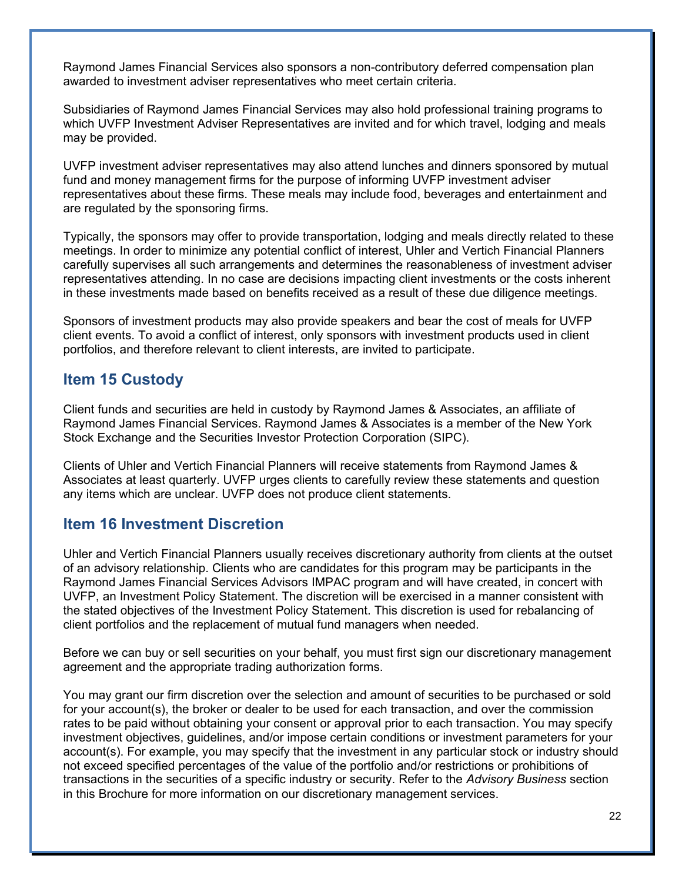Raymond James Financial Services also sponsors a non-contributory deferred compensation plan awarded to investment adviser representatives who meet certain criteria.

Subsidiaries of Raymond James Financial Services may also hold professional training programs to which UVFP Investment Adviser Representatives are invited and for which travel, lodging and meals may be provided.

UVFP investment adviser representatives may also attend lunches and dinners sponsored by mutual fund and money management firms for the purpose of informing UVFP investment adviser representatives about these firms. These meals may include food, beverages and entertainment and are regulated by the sponsoring firms.

Typically, the sponsors may offer to provide transportation, lodging and meals directly related to these meetings. In order to minimize any potential conflict of interest, Uhler and Vertich Financial Planners carefully supervises all such arrangements and determines the reasonableness of investment adviser representatives attending. In no case are decisions impacting client investments or the costs inherent in these investments made based on benefits received as a result of these due diligence meetings.

Sponsors of investment products may also provide speakers and bear the cost of meals for UVFP client events. To avoid a conflict of interest, only sponsors with investment products used in client portfolios, and therefore relevant to client interests, are invited to participate.

## Item 15 Custody

Client funds and securities are held in custody by Raymond James & Associates, an affiliate of Raymond James Financial Services. Raymond James & Associates is a member of the New York Stock Exchange and the Securities Investor Protection Corporation (SIPC).

Clients of Uhler and Vertich Financial Planners will receive statements from Raymond James & Associates at least quarterly. UVFP urges clients to carefully review these statements and question any items which are unclear. UVFP does not produce client statements.

## Item 16 Investment Discretion

Uhler and Vertich Financial Planners usually receives discretionary authority from clients at the outset of an advisory relationship. Clients who are candidates for this program may be participants in the Raymond James Financial Services Advisors IMPAC program and will have created, in concert with UVFP, an Investment Policy Statement. The discretion will be exercised in a manner consistent with the stated objectives of the Investment Policy Statement. This discretion is used for rebalancing of client portfolios and the replacement of mutual fund managers when needed.

Before we can buy or sell securities on your behalf, you must first sign our discretionary management agreement and the appropriate trading authorization forms.

You may grant our firm discretion over the selection and amount of securities to be purchased or sold for your account(s), the broker or dealer to be used for each transaction, and over the commission rates to be paid without obtaining your consent or approval prior to each transaction. You may specify investment objectives, guidelines, and/or impose certain conditions or investment parameters for your account(s). For example, you may specify that the investment in any particular stock or industry should not exceed specified percentages of the value of the portfolio and/or restrictions or prohibitions of transactions in the securities of a specific industry or security. Refer to the *Advisory Business* section in this Brochure for more information on our discretionary management services.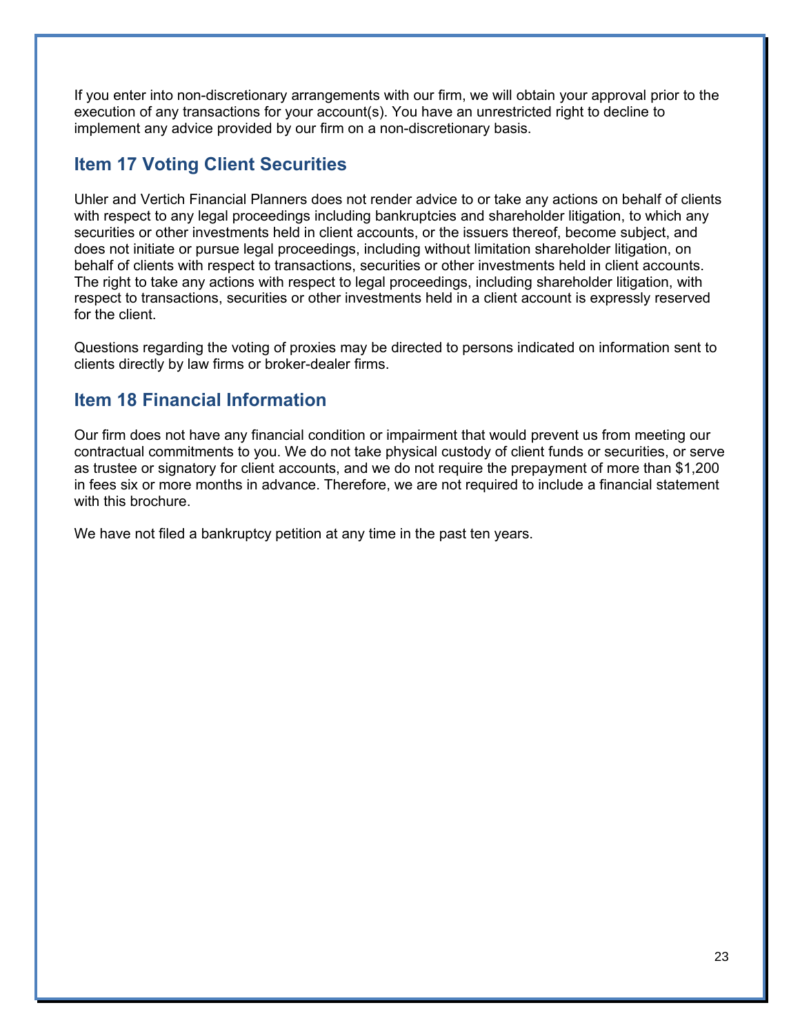If you enter into non-discretionary arrangements with our firm, we will obtain your approval prior to the execution of any transactions for your account(s). You have an unrestricted right to decline to implement any advice provided by our firm on a non-discretionary basis.

## Item 17 Voting Client Securities

Uhler and Vertich Financial Planners does not render advice to or take any actions on behalf of clients with respect to any legal proceedings including bankruptcies and shareholder litigation, to which any securities or other investments held in client accounts, or the issuers thereof, become subject, and does not initiate or pursue legal proceedings, including without limitation shareholder litigation, on behalf of clients with respect to transactions, securities or other investments held in client accounts. The right to take any actions with respect to legal proceedings, including shareholder litigation, with respect to transactions, securities or other investments held in a client account is expressly reserved for the client.

Questions regarding the voting of proxies may be directed to persons indicated on information sent to clients directly by law firms or broker-dealer firms.

## Item 18 Financial Information

Our firm does not have any financial condition or impairment that would prevent us from meeting our contractual commitments to you. We do not take physical custody of client funds or securities, or serve as trustee or signatory for client accounts, and we do not require the prepayment of more than $1,200 in fees six or more months in advance. Therefore, we are not required to include a financial statement with this brochure.

We have not filed a bankruptcy petition at any time in the past ten years.